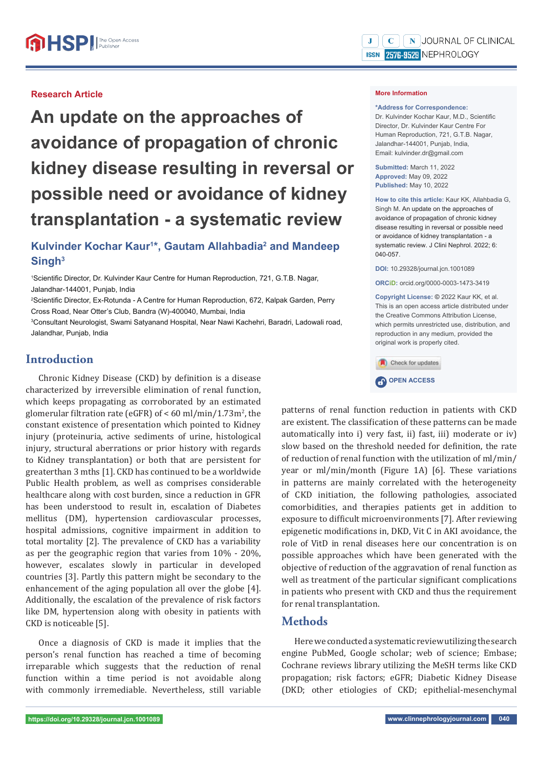Research Article

# An update on the approaches of avoidance of propagation of chronic kidney disease resulting in reversal or possible need or avoidance of kidney transplantation - a systematic review

**Kulvinder Kochar Kaur[1]*, Gautam Allahbadia[2] and Mandeep Singh[3]**

[1]Scientific Director, Dr. Kulvinder Kaur Centre for Human Reproduction, 721, G.T.B. Nagar, Jalandhar-144001, Punjab, India

[2]Scientific Director, Ex-Rotunda - A Centre for Human Reproduction, 672, Kalpak Garden, Perry Cross Road, Near Otter's Club, Bandra (W)-400040, Mumbai, India

[3]Consultant Neurologist, Swami Satyanand Hospital, Near Nawi Kachehri, Baradri, Ladowali road, Jalandhar, Punjab, India

**More Information**

**\*Address for Correspondence:** Dr. Kulvinder Kochar Kaur, M.D., Scientific Director, Dr. Kulvinder Kaur Centre For Human Reproduction, 721, G.T.B. Nagar, Jalandhar-144001, Punjab, India, Email: kulvinder.dr@gmail.com

**Submitted:** March 11, 2022
**Approved:** May 09, 2022
**Published:** May 10, 2022

**How to cite this article:** Kaur KK, Allahbadia G, Singh M. An update on the approaches of avoidance of propagation of chronic kidney disease resulting in reversal or possible need or avoidance of kidney transplantation - a systematic review. J Clini Nephrol. 2022; 6: 040-057.

**DOI:** 10.29328/journal.jcn.1001089

**ORCiD:** orcid.org/0000-0003-1473-3419

**Copyright License:** © 2022 Kaur KK, et al. This is an open access article distributed under the Creative Commons Attribution License, which permits unrestricted use, distribution, and reproduction in any medium, provided the original work is properly cited.

OPEN ACCESS

## Introduction

Chronic Kidney Disease (CKD) by definition is a disease characterized by irreversible elimination of renal function, which keeps propagating as corroborated by an estimated glomerular filtration rate (eGFR) of < 60 ml/min/1.73m$^2$, the constant existence of presentation which pointed to Kidney injury (proteinuria, active sediments of urine, histological injury, structural aberrations or prior history with regards to Kidney transplantation) or both that are persistent for greaterthan 3 mths [1]. CKD has continued to be a worldwide Public Health problem, as well as comprises considerable healthcare along with cost burden, since a reduction in GFR has been understood to result in, escalation of Diabetes mellitus (DM), hypertension cardiovascular processes, hospital admissions, cognitive impairment in addition to total mortality [2]. The prevalence of CKD has a variability as per the geographic region that varies from 10% - 20%, however, escalates slowly in particular in developed countries [3]. Partly this pattern might be secondary to the enhancement of the aging population all over the globe [4]. Additionally, the escalation of the prevalence of risk factors like DM, hypertension along with obesity in patients with CKD is noticeable [5].

Once a diagnosis of CKD is made it implies that the person's renal function has reached a time of becoming irreparable which suggests that the reduction of renal function within a time period is not avoidable along with commonly irremediable. Nevertheless, still variable patterns of renal function reduction in patients with CKD are existent. The classification of these patterns can be made automatically into i) very fast, ii) slow, iii) moderate or iv) slow based on the threshold needed for definition, the rate of reduction of renal function with the utilization of ml/min/year or ml/min/month (Figure 1A) [6]. These variations in patterns are mainly correlated with the heterogeneity of CKD initiation, the following pathologies, associated comorbidities, and therapies patients get in addition to exposure to difficult microenvironments [7]. After reviewing epigenetic modifications in, DKD, Vit C in AKI avoidance, the role of VitD in renal diseases here our concentration is on possible approaches which have been generated with the objective of reduction of the aggravation of renal function as well as treatment of the particular significant complications in patients who present with CKD and thus the requirement for renal transplantation.

## Methods

Here we conducted a systematic review utilizing the search engine PubMed, Google scholar; web of science; Embase; Cochrane reviews library utilizing the MeSH terms like CKD propagation; risk factors; eGFR; Diabetic Kidney Disease (DKD; other etiologies of CKD; epithelial-mesenchymal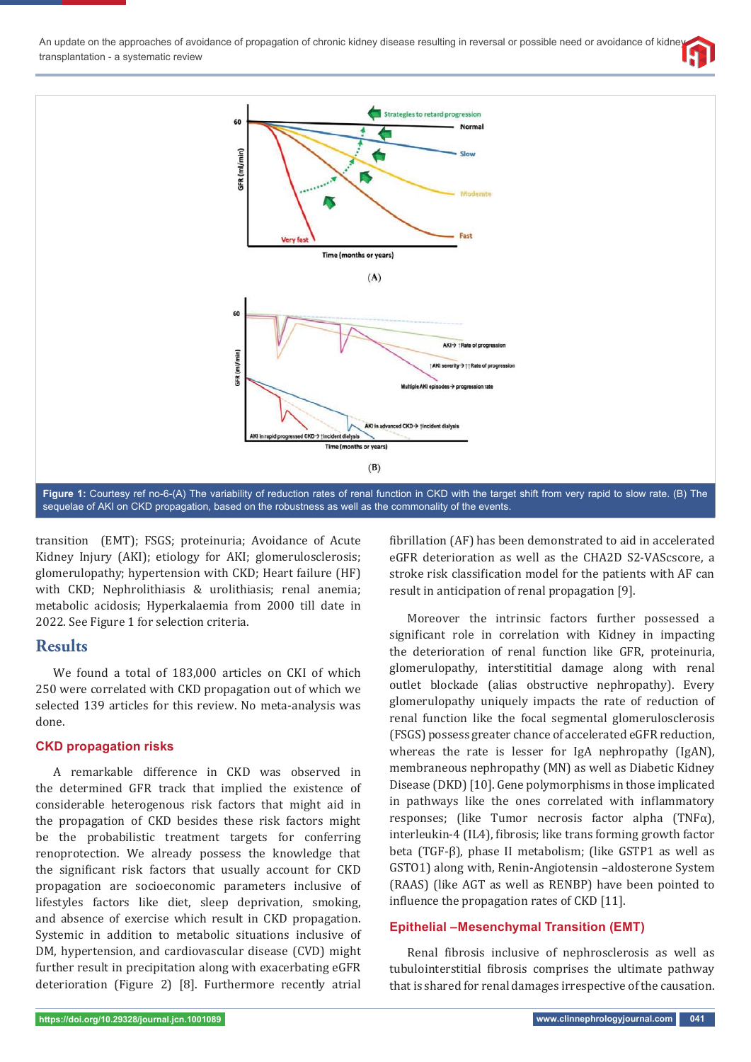Figure 1: Courtesy ref no-6-(A) The variability of reduction rates of renal function in CKD with the target shift from very rapid to slow rate. (B) The sequelae of AKI on CKD propagation, based on the robustness as well as the commonality of the events.

transition (EMT); FSGS; proteinuria; Avoidance of Acute Kidney Injury (AKI); etiology for AKI; glomerulosclerosis; glomerulopathy; hypertension with CKD; Heart failure (HF) with CKD; Nephrolithiasis & urolithiasis; renal anemia; metabolic acidosis; Hyperkalaemia from 2000 till date in 2022. See Figure 1 for selection criteria.

## Results

We found a total of 183,000 articles on CKI of which 250 were correlated with CKD propagation out of which we selected 139 articles for this review. No meta-analysis was done.

### CKD propagation risks

A remarkable difference in CKD was observed in the determined GFR track that implied the existence of considerable heterogenous risk factors that might aid in the propagation of CKD besides these risk factors might be the probabilistic treatment targets for conferring renoprotection. We already possess the knowledge that the significant risk factors that usually account for CKD propagation are socioeconomic parameters inclusive of lifestyles factors like diet, sleep deprivation, smoking, and absence of exercise which result in CKD propagation. Systemic in addition to metabolic situations inclusive of DM, hypertension, and cardiovascular disease (CVD) might further result in precipitation along with exacerbating eGFR deterioration (Figure 2) [8]. Furthermore recently atrial fibrillation (AF) has been demonstrated to aid in accelerated eGFR deterioration as well as the CHA2D S2-VAScscore, a stroke risk classification model for the patients with AF can result in anticipation of renal propagation [9].

Moreover the intrinsic factors further possessed a significant role in correlation with Kidney in impacting the deterioration of renal function like GFR, proteinuria, glomerulopathy, interstititial damage along with renal outlet blockade (alias obstructive nephropathy). Every glomerulopathy uniquely impacts the rate of reduction of renal function like the focal segmental glomerulosclerosis (FSGS) possess greater chance of accelerated eGFR reduction, whereas the rate is lesser for IgA nephropathy (IgAN), membraneous nephropathy (MN) as well as Diabetic Kidney Disease (DKD) [10]. Gene polymorphisms in those implicated in pathways like the ones correlated with inflammatory responses; (like Tumor necrosis factor alpha (TNFα), interleukin-4 (IL4), fibrosis; like trans forming growth factor beta (TGF-β), phase II metabolism; (like GSTP1 as well as GSTO1) along with, Renin-Angiotensin –aldosterone System (RAAS) (like AGT as well as RENBP) have been pointed to influence the propagation rates of CKD [11].

### Epithelial –Mesenchymal Transition (EMT)

Renal fibrosis inclusive of nephrosclerosis as well as tubulointerstitial fibrosis comprises the ultimate pathway that is shared for renal damages irrespective of the causation.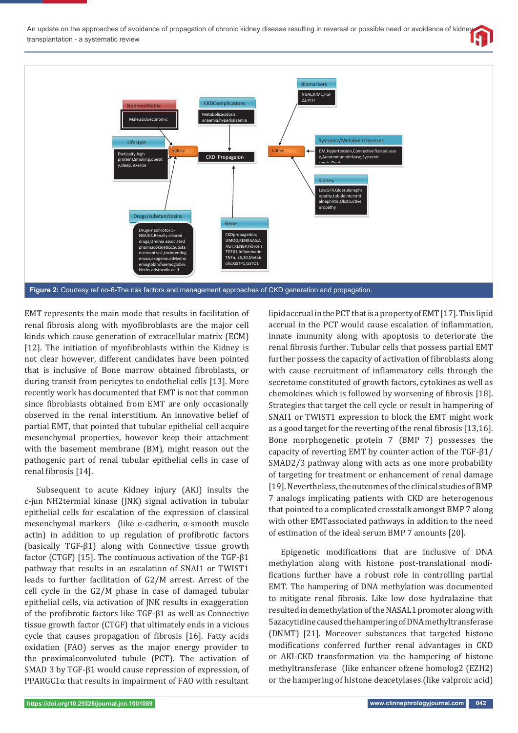Nonmodifiable

Male,socioeconomic

CKDComplications

Metabolicacidosis, anaemia,hyperkalaemia

Biomarkers

NGAL,KIM1,FGF 23,PTH

Lifestyle

Diet(salty,high protein),Smoking,obesity,sleep, exerise

kidney

CKD Propagation

kidney

Systemic/MetabolicDiseases

DM,Hypertension,ConnectiveTisssediseas e,Autoimmunedidease,Systemic sepsis,Gout

Kidney

LowGFR,Gloerulonephropathy,tubulointerstitialnephritis,Obstructive uropathy

Drugs/substan/toxins

Drugs-neohrotoxic-NSAIDS,Renally cleared drugs,Uremia associated pharmacokinetics,Substancescontrast,toxin(endogenous,exogenous)Myohaemoglobin/haemoglobin. Herbs-aristocolic acid

Gene

CKDpropagation; UMOD,RENRAAS;AAGT,RENBP;Fibrosis TGFβ1;Inflammation TNFα,IL6,10,Metabolic;GSTP1,GSTO1

**Figure 2:** Courtesy ref no-6-The risk factors and management approaches of CKD generation and propagation.

EMT represents the main mode that results in facilitation of renal fibrosis along with myofibroblasts are the major cell kinds which cause generation of extracellular matrix (ECM) [12]. The initiation of myofibroblasts within the Kidney is not clear however, different candidates have been pointed that is inclusive of Bone marrow obtained fibroblasts, or during transit from pericytes to endothelial cells [13]. More recently work has documented that EMT is not that common since fibroblasts obtained from EMT are only occasionally observed in the renal interstitium. An innovative belief of partial EMT, that pointed that tubular epithelial cell acquire mesenchymal properties, however keep their attachment with the basement membrane (BM), might reason out the pathogenic part of renal tubular epithelial cells in case of renal fibrosis [14].

Subsequent to acute Kidney injury (AKI) insults the c-jun NH2termial kinase (JNK) signal activation in tubular epithelial cells for escalation of the expression of classical mesenchymal markers (like e-cadherin, α-smooth muscle actin) in addition to up regulation of profibrotic factors (basically TGF-β1) along with Connective tissue growth factor (CTGF) [15]. The continuous activation of the TGF-β1 pathway that results in an escalation of SNAI1 or TWIST1 leads to further facilitation of G2/M arrest. Arrest of the cell cycle in the G2/M phase in case of damaged tubular epithelial cells, via activation of JNK results in exaggeration of the profibrotic factors like TGF-β1 as well as Connective tissue growth factor (CTGF) that ultimately ends in a vicious cycle that causes propagation of fibrosis [16]. Fatty acids oxidation (FAO) serves as the major energy provider to the proximalconvoluted tubule (PCT). The activation of SMAD 3 by TGF-β1 would cause repression of expression, of PPARGC1α that results in impairment of FAO with resultant lipidaccrual in the PCT that is a property of EMT [17]. This lipid accrual in the PCT would cause escalation of inflammation, innate immunity along with apoptosis to deteriorate the renal fibrosis further. Tubular cells that possess partial EMT further possess the capacity of activation of fibroblasts along with cause recruitment of inflammatory cells through the secretome constituted of growth factors, cytokines as well as chemokines which is followed by worsening of fibrosis [18]. Strategies that target the cell cycle or result in hampering of SNAI1 or TWIST1 expression to block the EMT might work as a good target for the reverting of the renal fibrosis [13,16]. Bone morphogenetic protein 7 (BMP 7) possesses the capacity of reverting EMT by counter action of the TGF-β1/SMAD2/3 pathway along with acts as one more probability of targeting for treatment or enhancement of renal damage [19]. Nevertheless, the outcomes of the clinical studies of BMP 7 analogs implicating patients with CKD are heterogenous that pointed to a complicated crosstalk amongst BMP 7 along with other EMTassociated pathways in addition to the need of estimation of the ideal serum BMP 7 amounts [20].

Epigenetic modifications that are inclusive of DNA methylation along with histone post-translational modifications further have a robust role in controlling partial EMT. The hampering of DNA methylation was documented to mitigate renal fibrosis. Like low dose hydralazine that resulted in demethylation of the NASAL1 promoter along with 5azacytidine caused the hampering of DNA methyltransferase (DNMT) [21]. Moreover substances that targeted histone modifications conferred further renal advantages in CKD or AKI-CKD transformation via the hampering of histone methyltransferase (like enhancer ofzene homolog2 (EZH2) or the hampering of histone deacetylases (like valproic acid)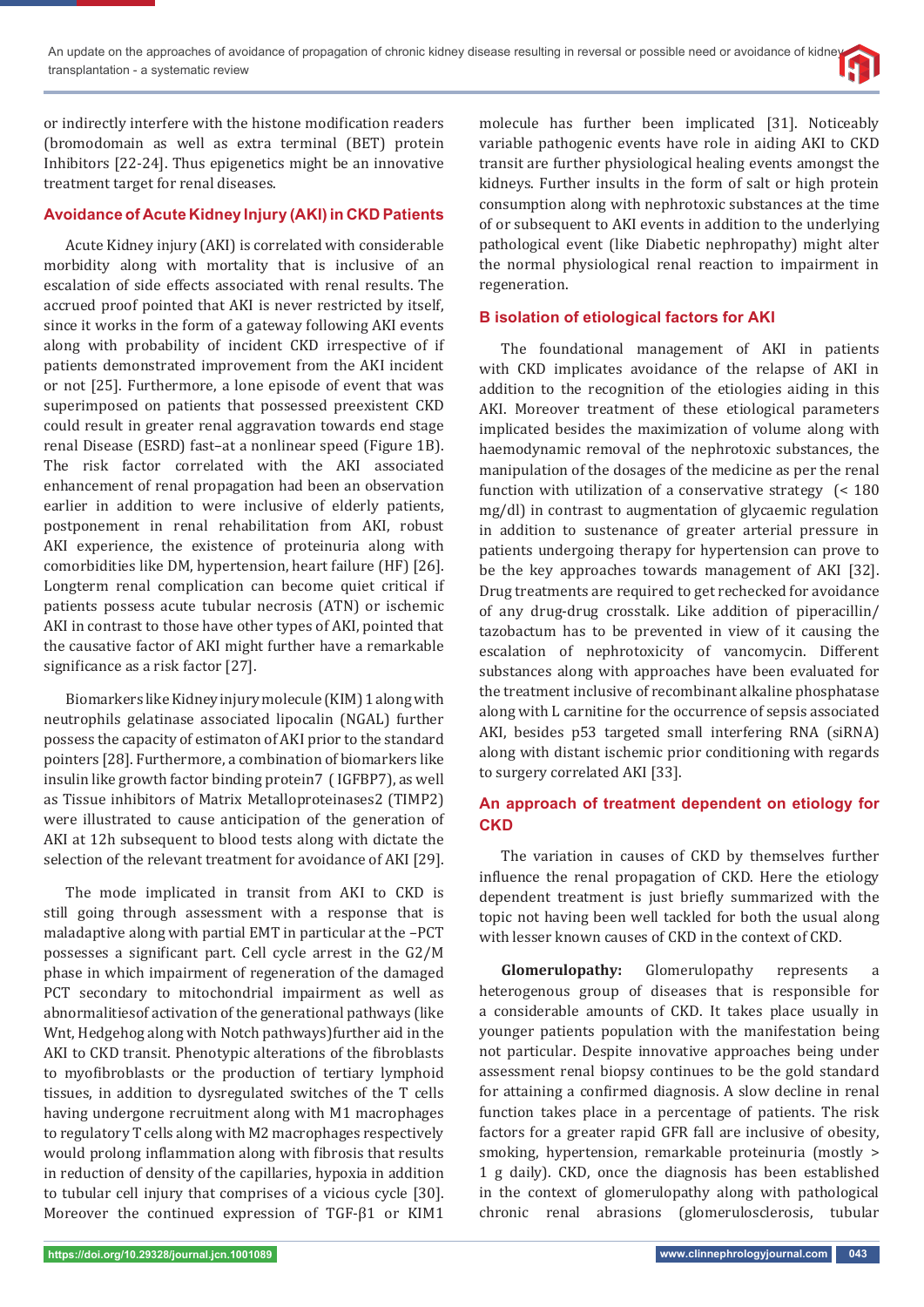or indirectly interfere with the histone modification readers (bromodomain as well as extra terminal (BET) protein Inhibitors [22-24]. Thus epigenetics might be an innovative treatment target for renal diseases.

## Avoidance of Acute Kidney Injury (AKI) in CKD Patients

Acute Kidney injury (AKI) is correlated with considerable morbidity along with mortality that is inclusive of an escalation of side effects associated with renal results. The accrued proof pointed that AKI is never restricted by itself, since it works in the form of a gateway following AKI events along with probability of incident CKD irrespective of if patients demonstrated improvement from the AKI incident or not [25]. Furthermore, a lone episode of event that was superimposed on patients that possessed preexistent CKD could result in greater renal aggravation towards end stage renal Disease (ESRD) fast–at a nonlinear speed (Figure 1B). The risk factor correlated with the AKI associated enhancement of renal propagation had been an observation earlier in addition to were inclusive of elderly patients, postponement in renal rehabilitation from AKI, robust AKI experience, the existence of proteinuria along with comorbidities like DM, hypertension, heart failure (HF) [26]. Longterm renal complication can become quiet critical if patients possess acute tubular necrosis (ATN) or ischemic AKI in contrast to those have other types of AKI, pointed that the causative factor of AKI might further have a remarkable significance as a risk factor [27].

Biomarkers like Kidney injury molecule (KIM) 1 along with neutrophils gelatinase associated lipocalin (NGAL) further possess the capacity of estimaton of AKI prior to the standard pointers [28]. Furthermore, a combination of biomarkers like insulin like growth factor binding protein7 ( IGFBP7), as well as Tissue inhibitors of Matrix Metalloproteinases2 (TIMP2) were illustrated to cause anticipation of the generation of AKI at 12h subsequent to blood tests along with dictate the selection of the relevant treatment for avoidance of AKI [29].

The mode implicated in transit from AKI to CKD is still going through assessment with a response that is maladaptive along with partial EMT in particular at the –PCT possesses a significant part. Cell cycle arrest in the G2/M phase in which impairment of regeneration of the damaged PCT secondary to mitochondrial impairment as well as abnormalitiesof activation of the generational pathways (like Wnt, Hedgehog along with Notch pathways)further aid in the AKI to CKD transit. Phenotypic alterations of the fibroblasts to myofibroblasts or the production of tertiary lymphoid tissues, in addition to dysregulated switches of the T cells having undergone recruitment along with M1 macrophages to regulatory T cells along with M2 macrophages respectively would prolong inflammation along with fibrosis that results in reduction of density of the capillaries, hypoxia in addition to tubular cell injury that comprises of a vicious cycle [30]. Moreover the continued expression of TGF-β1 or KIM1 molecule has further been implicated [31]. Noticeably variable pathogenic events have role in aiding AKI to CKD transit are further physiological healing events amongst the kidneys. Further insults in the form of salt or high protein consumption along with nephrotoxic substances at the time of or subsequent to AKI events in addition to the underlying pathological event (like Diabetic nephropathy) might alter the normal physiological renal reaction to impairment in regeneration.

## B isolation of etiological factors for AKI

The foundational management of AKI in patients with CKD implicates avoidance of the relapse of AKI in addition to the recognition of the etiologies aiding in this AKI. Moreover treatment of these etiological parameters implicated besides the maximization of volume along with haemodynamic removal of the nephrotoxic substances, the manipulation of the dosages of the medicine as per the renal function with utilization of a conservative strategy (< 180 mg/dl) in contrast to augmentation of glycaemic regulation in addition to sustenance of greater arterial pressure in patients undergoing therapy for hypertension can prove to be the key approaches towards management of AKI [32]. Drug treatments are required to get rechecked for avoidance of any drug-drug crosstalk. Like addition of piperacillin/ tazobactum has to be prevented in view of it causing the escalation of nephrotoxicity of vancomycin. Different substances along with approaches have been evaluated for the treatment inclusive of recombinant alkaline phosphatase along with L carnitine for the occurrence of sepsis associated AKI, besides p53 targeted small interfering RNA (siRNA) along with distant ischemic prior conditioning with regards to surgery correlated AKI [33].

## An approach of treatment dependent on etiology for CKD

The variation in causes of CKD by themselves further influence the renal propagation of CKD. Here the etiology dependent treatment is just briefly summarized with the topic not having been well tackled for both the usual along with lesser known causes of CKD in the context of CKD.

**Glomerulopathy:** Glomerulopathy represents a heterogenous group of diseases that is responsible for a considerable amounts of CKD. It takes place usually in younger patients population with the manifestation being not particular. Despite innovative approaches being under assessment renal biopsy continues to be the gold standard for attaining a confirmed diagnosis. A slow decline in renal function takes place in a percentage of patients. The risk factors for a greater rapid GFR fall are inclusive of obesity, smoking, hypertension, remarkable proteinuria (mostly > 1 g daily). CKD, once the diagnosis has been established in the context of glomerulopathy along with pathological chronic renal abrasions (glomerulosclerosis, tubular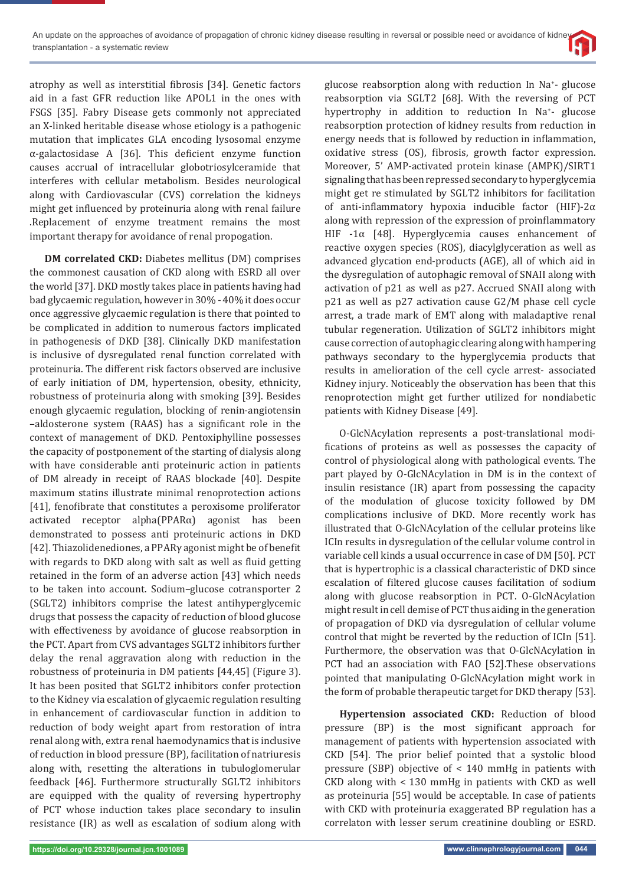atrophy as well as interstitial fibrosis [34]. Genetic factors aid in a fast GFR reduction like APOL1 in the ones with FSGS [35]. Fabry Disease gets commonly not appreciated an X-linked heritable disease whose etiology is a pathogenic mutation that implicates GLA encoding lysosomal enzyme α-galactosidase A [36]. This deficient enzyme function causes accrual of intracellular globotriosylceramide that interferes with cellular metabolism. Besides neurological along with Cardiovascular (CVS) correlation the kidneys might get influenced by proteinuria along with renal failure .Replacement of enzyme treatment remains the most important therapy for avoidance of renal propogation.

**DM correlated CKD:** Diabetes mellitus (DM) comprises the commonest causation of CKD along with ESRD all over the world [37]. DKD mostly takes place in patients having had bad glycaemic regulation, however in 30% - 40% it does occur once aggressive glycaemic regulation is there that pointed to be complicated in addition to numerous factors implicated in pathogenesis of DKD [38]. Clinically DKD manifestation is inclusive of dysregulated renal function correlated with proteinuria. The different risk factors observed are inclusive of early initiation of DM, hypertension, obesity, ethnicity, robustness of proteinuria along with smoking [39]. Besides enough glycaemic regulation, blocking of renin-angiotensin –aldosterone system (RAAS) has a significant role in the context of management of DKD. Pentoxiphylline possesses the capacity of postponement of the starting of dialysis along with have considerable anti proteinuric action in patients of DM already in receipt of RAAS blockade [40]. Despite maximum statins illustrate minimal renoprotection actions [41], fenofibrate that constitutes a peroxisome proliferator activated receptor alpha(PPARα) agonist has been demonstrated to possess anti proteinuric actions in DKD [42]. Thiazolidenediones, a PPARγ agonist might be of benefit with regards to DKD along with salt as well as fluid getting retained in the form of an adverse action [43] which needs to be taken into account. Sodium–glucose cotransporter 2 (SGLT2) inhibitors comprise the latest antihyperglycemic drugs that possess the capacity of reduction of blood glucose with effectiveness by avoidance of glucose reabsorption in the PCT. Apart from CVS advantages SGLT2 inhibitors further delay the renal aggravation along with reduction in the robustness of proteinuria in DM patients [44,45] (Figure 3). It has been posited that SGLT2 inhibitors confer protection to the Kidney via escalation of glycaemic regulation resulting in enhancement of cardiovascular function in addition to reduction of body weight apart from restoration of intra renal along with, extra renal haemodynamics that is inclusive of reduction in blood pressure (BP), facilitation of natriuresis along with, resetting the alterations in tubuloglomerular feedback [46]. Furthermore structurally SGLT2 inhibitors are equipped with the quality of reversing hypertrophy of PCT whose induction takes place secondary to insulin resistance (IR) as well as escalation of sodium along with glucose reabsorption along with reduction In $Na^+$- glucose reabsorption via SGLT2 [68]. With the reversing of PCT hypertrophy in addition to reduction In $Na^+$- glucose reabsorption protection of kidney results from reduction in energy needs that is followed by reduction in inflammation, oxidative stress (OS), fibrosis, growth factor expression. Moreover, 5' AMP-activated protein kinase (AMPK)/SIRT1 signaling that has been repressed secondary to hyperglycemia might get re stimulated by SGLT2 inhibitors for facilitation of anti-inflammatory hypoxia inducible factor (HIF)-2α along with repression of the expression of proinflammatory HIF -1α [48]. Hyperglycemia causes enhancement of reactive oxygen species (ROS), diacylglyceration as well as advanced glycation end-products (AGE), all of which aid in the dysregulation of autophagic removal of SNAII along with activation of p21 as well as p27. Accrued SNAII along with p21 as well as p27 activation cause G2/M phase cell cycle arrest, a trade mark of EMT along with maladaptive renal tubular regeneration. Utilization of SGLT2 inhibitors might cause correction of autophagic clearing along with hampering pathways secondary to the hyperglycemia products that results in amelioration of the cell cycle arrest- associated Kidney injury. Noticeably the observation has been that this renoprotection might get further utilized for nondiabetic patients with Kidney Disease [49].

O-GlcNAcylation represents a post-translational modifications of proteins as well as possesses the capacity of control of physiological along with pathological events. The part played by O-GlcNAcylation in DM is in the context of insulin resistance (IR) apart from possessing the capacity of the modulation of glucose toxicity followed by DM complications inclusive of DKD. More recently work has illustrated that O-GlcNAcylation of the cellular proteins like ICIn results in dysregulation of the cellular volume control in variable cell kinds a usual occurrence in case of DM [50]. PCT that is hypertrophic is a classical characteristic of DKD since escalation of filtered glucose causes facilitation of sodium along with glucose reabsorption in PCT. O-GlcNAcylation might result in cell demise of PCT thus aiding in the generation of propagation of DKD via dysregulation of cellular volume control that might be reverted by the reduction of ICIn [51]. Furthermore, the observation was that O-GlcNAcylation in PCT had an association with FAO [52].These observations pointed that manipulating O-GlcNAcylation might work in the form of probable therapeutic target for DKD therapy [53].

**Hypertension associated CKD:** Reduction of blood pressure (BP) is the most significant approach for management of patients with hypertension associated with CKD [54]. The prior belief pointed that a systolic blood pressure (SBP) objective of < 140 mmHg in patients with CKD along with < 130 mmHg in patients with CKD as well as proteinuria [55] would be acceptable. In case of patients with CKD with proteinuria exaggerated BP regulation has a correlaton with lesser serum creatinine doubling or ESRD.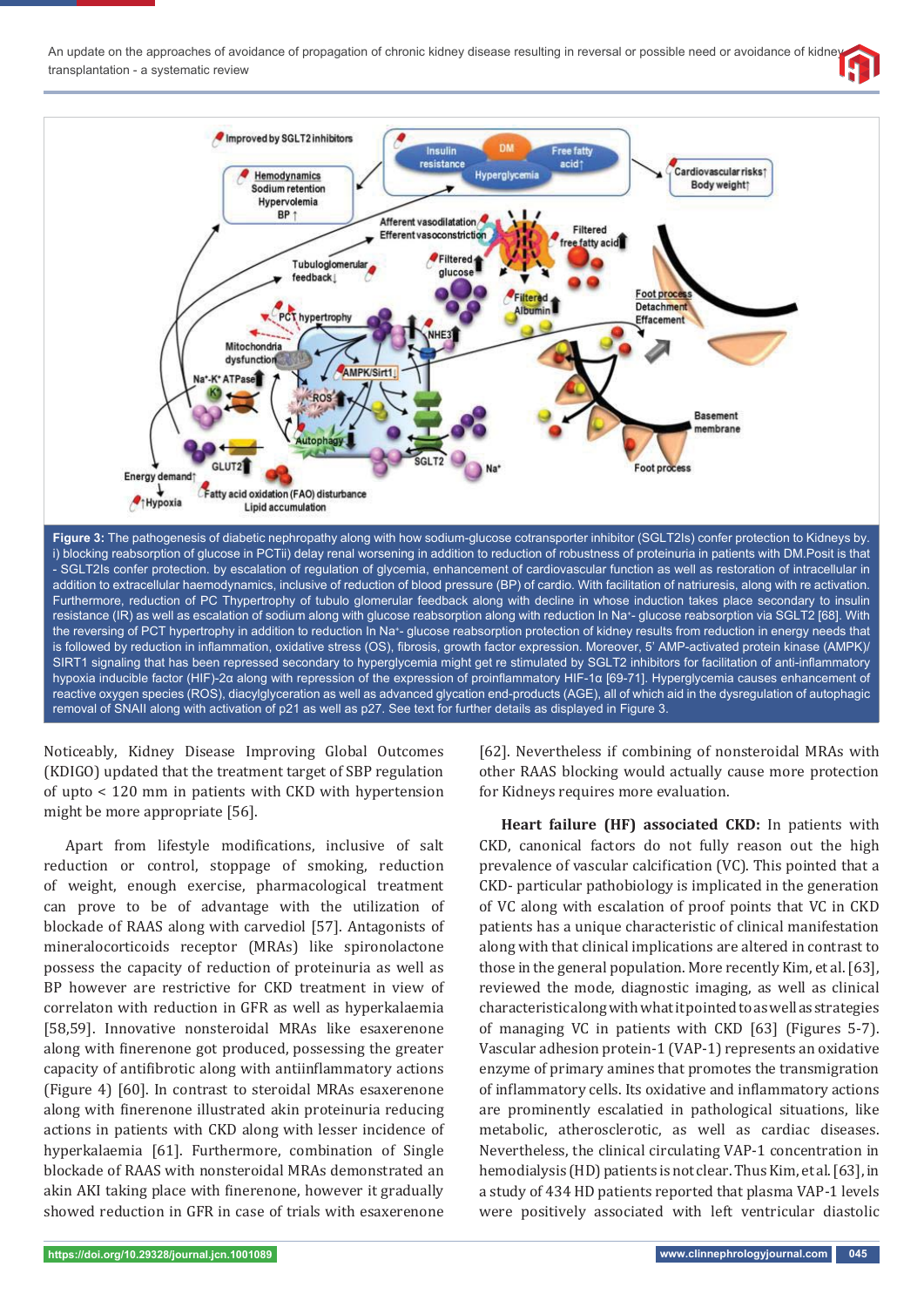**Figure 3:** The pathogenesis of diabetic nephropathy along with how sodium-glucose cotransporter inhibitor (SGLT2Is) confer protection to Kidneys by. i) blocking reabsorption of glucose in PCTii) delay renal worsening in addition to reduction of robustness of proteinuria in patients with DM.Posit is that - SGLT2Is confer protection. by escalation of regulation of glycemia, enhancement of cardiovascular function as well as restoration of intracellular in addition to extracellular haemodynamics, inclusive of reduction of blood pressure (BP) of cardio. With facilitation of natriuresis, along with re activation. Furthermore, reduction of PC Thypertrophy of tubulo glomerular feedback along with decline in whose induction takes place secondary to insulin resistance (IR) as well as escalation of sodium along with glucose reabsorption along with reduction In Na⁺- glucose reabsorption via SGLT2 [68]. With the reversing of PCT hypertrophy in addition to reduction In Na⁺- glucose reabsorption protection of kidney results from reduction in energy needs that is followed by reduction in inflammation, oxidative stress (OS), fibrosis, growth factor expression. Moreover, 5' AMP-activated protein kinase (AMPK)/ SIRT1 signaling that has been repressed secondary to hyperglycemia might get re stimulated by SGLT2 inhibitors for facilitation of anti-inflammatory hypoxia inducible factor (HIF)-2α along with repression of the expression of proinflammatory HIF-1α [69-71]. Hyperglycemia causes enhancement of reactive oxygen species (ROS), diacylglyceration as well as advanced glycation end-products (AGE), all of which aid in the dysregulation of autophagic removal of SNAII along with activation of p21 as well as p27. See text for further details as displayed in Figure 3.

Noticeably, Kidney Disease Improving Global Outcomes (KDIGO) updated that the treatment target of SBP regulation of upto < 120 mm in patients with CKD with hypertension might be more appropriate [56].

Apart from lifestyle modifications, inclusive of salt reduction or control, stoppage of smoking, reduction of weight, enough exercise, pharmacological treatment can prove to be of advantage with the utilization of blockade of RAAS along with carvediol [57]. Antagonists of mineralocorticoids receptor (MRAs) like spironolactone possess the capacity of reduction of proteinuria as well as BP however are restrictive for CKD treatment in view of correlaton with reduction in GFR as well as hyperkalaemia [58,59]. Innovative nonsteroidal MRAs like esaxerenone along with finerenone got produced, possessing the greater capacity of antifibrotic along with antiinflammatory actions (Figure 4) [60]. In contrast to steroidal MRAs esaxerenone along with finerenone illustrated akin proteinuria reducing actions in patients with CKD along with lesser incidence of hyperkalaemia [61]. Furthermore, combination of Single blockade of RAAS with nonsteroidal MRAs demonstrated an akin AKI taking place with finerenone, however it gradually showed reduction in GFR in case of trials with esaxerenone [62]. Nevertheless if combining of nonsteroidal MRAs with other RAAS blocking would actually cause more protection for Kidneys requires more evaluation.

**Heart failure (HF) associated CKD:** In patients with CKD, canonical factors do not fully reason out the high prevalence of vascular calcification (VC). This pointed that a CKD- particular pathobiology is implicated in the generation of VC along with escalation of proof points that VC in CKD patients has a unique characteristic of clinical manifestation along with that clinical implications are altered in contrast to those in the general population. More recently Kim, et al. [63], reviewed the mode, diagnostic imaging, as well as clinical characteristic along with what it pointed to as well as strategies of managing VC in patients with CKD [63] (Figures 5-7). Vascular adhesion protein-1 (VAP-1) represents an oxidative enzyme of primary amines that promotes the transmigration of inflammatory cells. Its oxidative and inflammatory actions are prominently escalatied in pathological situations, like metabolic, atherosclerotic, as well as cardiac diseases. Nevertheless, the clinical circulating VAP-1 concentration in hemodialysis (HD) patients is not clear. Thus Kim, et al. [63], in a study of 434 HD patients reported that plasma VAP-1 levels were positively associated with left ventricular diastolic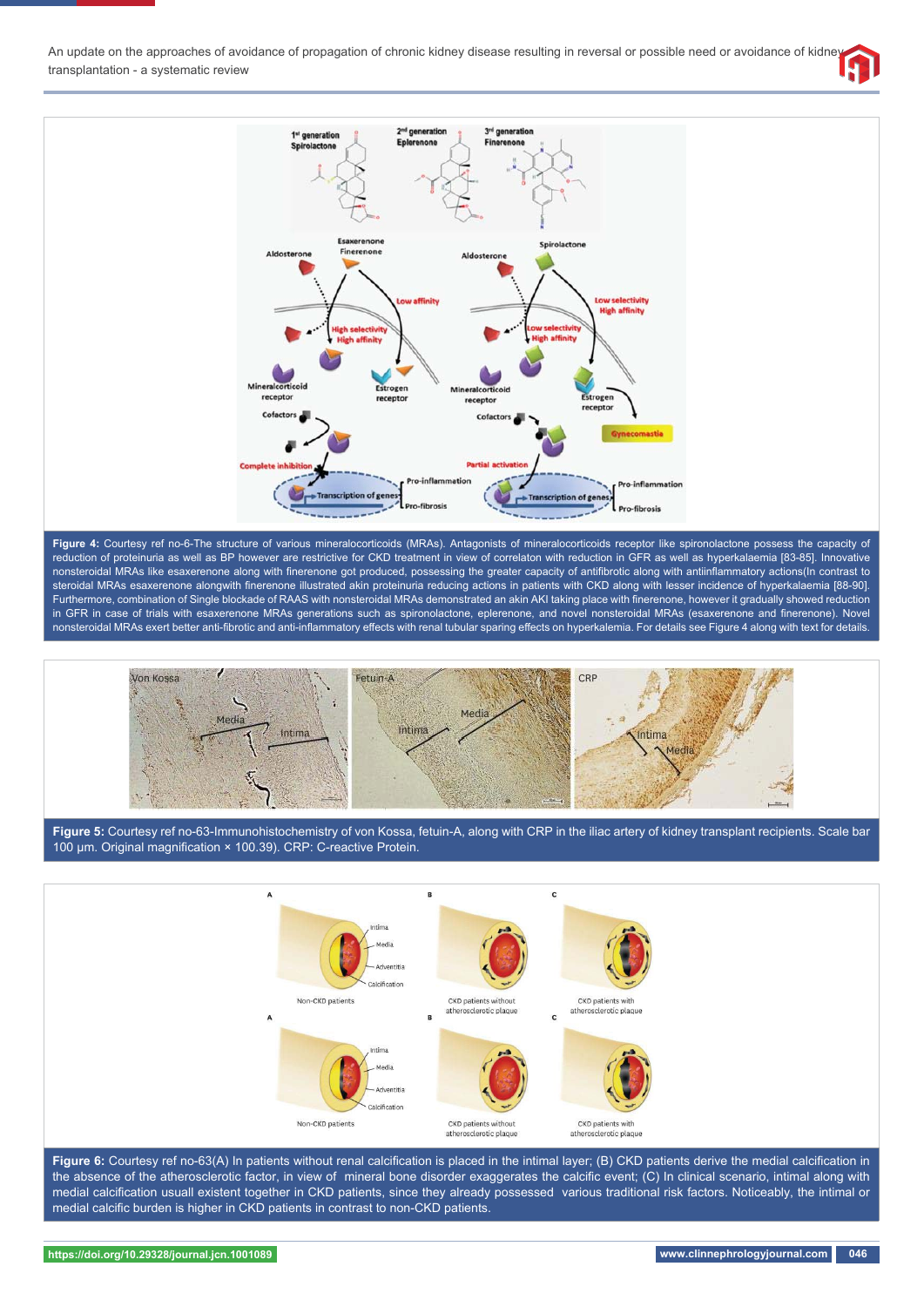**Figure 4:** Courtesy ref no-6-The structure of various mineralocorticoids (MRAs). Antagonists of mineralocorticoids receptor like spironolactone possess the capacity of reduction of proteinuria as well as BP however are restrictive for CKD treatment in view of correlaton with reduction in GFR as well as hyperkalaemia [83-85]. Innovative nonsteroidal MRAs like esaxerenone along with finerenone got produced, possessing the greater capacity of antifibrotic along with antiinflammatory actions(In contrast to steroidal MRAs esaxerenone alongwith finerenone illustrated akin proteinuria reducing actions in patients with CKD along with lesser incidence of hyperkalaemia [88-90]. Furthermore, combination of Single blockade of RAAS with nonsteroidal MRAs demonstrated an akin AKI taking place with finerenone, however it gradually showed reduction in GFR in case of trials with esaxerenone MRAs generations such as spironolactone, eplerenone, and novel nonsteroidal MRAs (esaxerenone and finerenone). Novel nonsteroidal MRAs exert better anti-fibrotic and anti-inflammatory effects with renal tubular sparing effects on hyperkalemia. For details see Figure 4 along with text for details.

**Figure 5:** Courtesy ref no-63-Immunohistochemistry of von Kossa, fetuin-A, along with CRP in the iliac artery of kidney transplant recipients. Scale bar 100 μm. Original magnification × 100.39). CRP: C-reactive Protein.

**Figure 6:** Courtesy ref no-63(A) In patients without renal calcification is placed in the intimal layer; (B) CKD patients derive the medial calcification in the absence of the atherosclerotic factor, in view of mineral bone disorder exaggerates the calcific event; (C) In clinical scenario, intimal along with medial calcification usuall existent together in CKD patients, since they already possessed various traditional risk factors. Noticeably, the intimal or medial calcific burden is higher in CKD patients in contrast to non-CKD patients.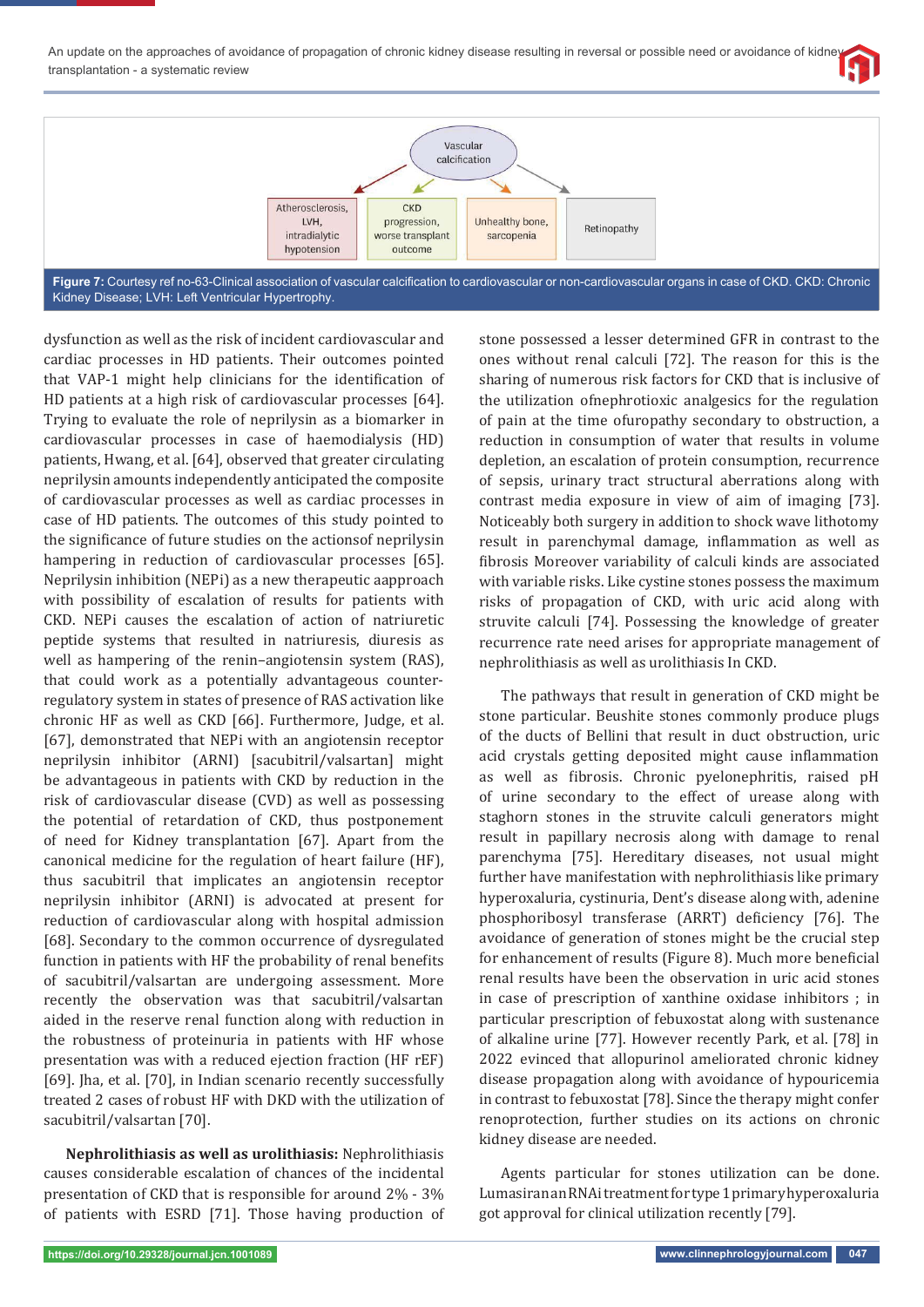Vascular calcification

| Atherosclerosis, LVH, intradialytic hypotension | CKD progression, worse transplant outcome | Unhealthy bone, sarcopenia | Retinopathy |
|---|---|---|---|

**Figure 7:** Courtesy ref no-63-Clinical association of vascular calcification to cardiovascular or non-cardiovascular organs in case of CKD. CKD: Chronic Kidney Disease; LVH: Left Ventricular Hypertrophy.

dysfunction as well as the risk of incident cardiovascular and cardiac processes in HD patients. Their outcomes pointed that VAP-1 might help clinicians for the identification of HD patients at a high risk of cardiovascular processes [64]. Trying to evaluate the role of neprilysin as a biomarker in cardiovascular processes in case of haemodialysis (HD) patients, Hwang, et al. [64], observed that greater circulating neprilysin amounts independently anticipated the composite of cardiovascular processes as well as cardiac processes in case of HD patients. The outcomes of this study pointed to the significance of future studies on the actionsof neprilysin hampering in reduction of cardiovascular processes [65]. Neprilysin inhibition (NEPi) as a new therapeutic aapproach with possibility of escalation of results for patients with CKD. NEPi causes the escalation of action of natriuretic peptide systems that resulted in natriuresis, diuresis as well as hampering of the renin–angiotensin system (RAS), that could work as a potentially advantageous counter-regulatory system in states of presence of RAS activation like chronic HF as well as CKD [66]. Furthermore, Judge, et al. [67], demonstrated that NEPi with an angiotensin receptor neprilysin inhibitor (ARNI) [sacubitril/valsartan] might be advantageous in patients with CKD by reduction in the risk of cardiovascular disease (CVD) as well as possessing the potential of retardation of CKD, thus postponement of need for Kidney transplantation [67]. Apart from the canonical medicine for the regulation of heart failure (HF), thus sacubitril that implicates an angiotensin receptor neprilysin inhibitor (ARNI) is advocated at present for reduction of cardiovascular along with hospital admission [68]. Secondary to the common occurrence of dysregulated function in patients with HF the probability of renal benefits of sacubitril/valsartan are undergoing assessment. More recently the observation was that sacubitril/valsartan aided in the reserve renal function along with reduction in the robustness of proteinuria in patients with HF whose presentation was with a reduced ejection fraction (HF rEF) [69]. Jha, et al. [70], in Indian scenario recently successfully treated 2 cases of robust HF with DKD with the utilization of sacubitril/valsartan [70].

**Nephrolithiasis as well as urolithiasis:** Nephrolithiasis causes considerable escalation of chances of the incidental presentation of CKD that is responsible for around 2% - 3% of patients with ESRD [71]. Those having production of stone possessed a lesser determined GFR in contrast to the ones without renal calculi [72]. The reason for this is the sharing of numerous risk factors for CKD that is inclusive of the utilization ofnephrotioxic analgesics for the regulation of pain at the time ofuropathy secondary to obstruction, a reduction in consumption of water that results in volume depletion, an escalation of protein consumption, recurrence of sepsis, urinary tract structural aberrations along with contrast media exposure in view of aim of imaging [73]. Noticeably both surgery in addition to shock wave lithotomy result in parenchymal damage, inflammation as well as fibrosis Moreover variability of calculi kinds are associated with variable risks. Like cystine stones possess the maximum risks of propagation of CKD, with uric acid along with struvite calculi [74]. Possessing the knowledge of greater recurrence rate need arises for appropriate management of nephrolithiasis as well as urolithiasis In CKD.

The pathways that result in generation of CKD might be stone particular. Beushite stones commonly produce plugs of the ducts of Bellini that result in duct obstruction, uric acid crystals getting deposited might cause inflammation as well as fibrosis. Chronic pyelonephritis, raised pH of urine secondary to the effect of urease along with staghorn stones in the struvite calculi generators might result in papillary necrosis along with damage to renal parenchyma [75]. Hereditary diseases, not usual might further have manifestation with nephrolithiasis like primary hyperoxaluria, cystinuria, Dent's disease along with, adenine phosphoribosyl transferase (ARRT) deficiency [76]. The avoidance of generation of stones might be the crucial step for enhancement of results (Figure 8). Much more beneficial renal results have been the observation in uric acid stones in case of prescription of xanthine oxidase inhibitors ; in particular prescription of febuxostat along with sustenance of alkaline urine [77]. However recently Park, et al. [78] in 2022 evinced that allopurinol ameliorated chronic kidney disease propagation along with avoidance of hypouricemia in contrast to febuxostat [78]. Since the therapy might confer renoprotection, further studies on its actions on chronic kidney disease are needed.

Agents particular for stones utilization can be done. Lumasiran an RNAi treatment for type 1 primary hyperoxaluria got approval for clinical utilization recently [79].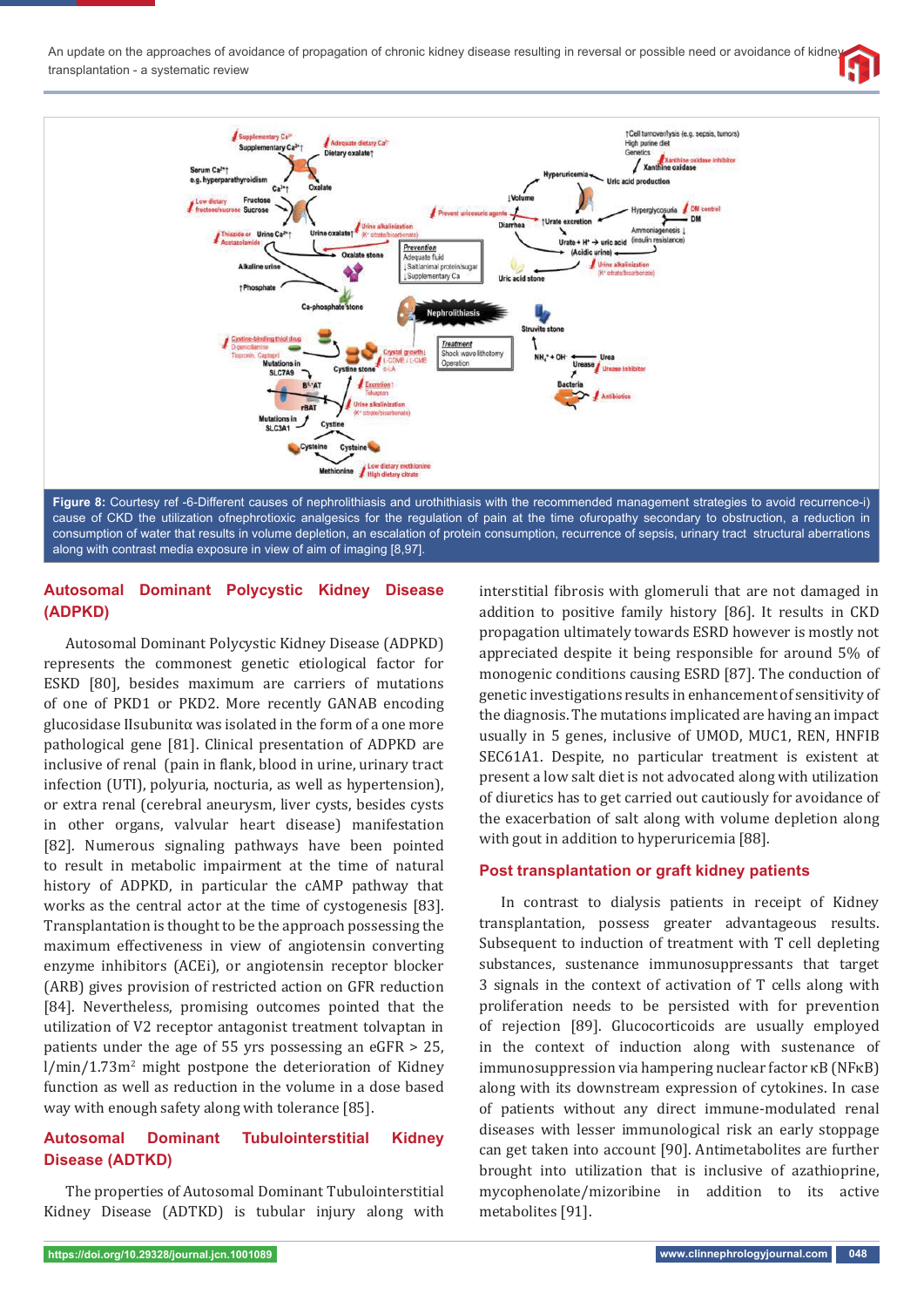Figure 8: Courtesy ref -6-Different causes of nephrolithiasis and urothithiasis with the recommended management strategies to avoid recurrence-i) cause of CKD the utilization ofnephrotioxic analgesics for the regulation of pain at the time ofuropathy secondary to obstruction, a reduction in consumption of water that results in volume depletion, an escalation of protein consumption, recurrence of sepsis, urinary tract structural aberrations along with contrast media exposure in view of aim of imaging [8,97].

## Autosomal Dominant Polycystic Kidney Disease (ADPKD)

Autosomal Dominant Polycystic Kidney Disease (ADPKD) represents the commonest genetic etiological factor for ESKD [80], besides maximum are carriers of mutations of one of PKD1 or PKD2. More recently GANAB encoding glucosidase IIsubunitα was isolated in the form of a one more pathological gene [81]. Clinical presentation of ADPKD are inclusive of renal (pain in flank, blood in urine, urinary tract infection (UTI), polyuria, nocturia, as well as hypertension), or extra renal (cerebral aneurysm, liver cysts, besides cysts in other organs, valvular heart disease) manifestation [82]. Numerous signaling pathways have been pointed to result in metabolic impairment at the time of natural history of ADPKD, in particular the cAMP pathway that works as the central actor at the time of cystogenesis [83]. Transplantation is thought to be the approach possessing the maximum effectiveness in view of angiotensin converting enzyme inhibitors (ACEi), or angiotensin receptor blocker (ARB) gives provision of restricted action on GFR reduction [84]. Nevertheless, promising outcomes pointed that the utilization of V2 receptor antagonist treatment tolvaptan in patients under the age of 55 yrs possessing an eGFR > 25, l/min/1.73m$^2$ might postpone the deterioration of Kidney function as well as reduction in the volume in a dose based way with enough safety along with tolerance [85].

## Autosomal Dominant Tubulointerstitial Kidney Disease (ADTKD)

The properties of Autosomal Dominant Tubulointerstitial Kidney Disease (ADTKD) is tubular injury along with interstitial fibrosis with glomeruli that are not damaged in addition to positive family history [86]. It results in CKD propagation ultimately towards ESRD however is mostly not appreciated despite it being responsible for around 5% of monogenic conditions causing ESRD [87]. The conduction of genetic investigations results in enhancement of sensitivity of the diagnosis. The mutations implicated are having an impact usually in 5 genes, inclusive of UMOD, MUC1, REN, HNFIB SEC61A1. Despite, no particular treatment is existent at present a low salt diet is not advocated along with utilization of diuretics has to get carried out cautiously for avoidance of the exacerbation of salt along with volume depletion along with gout in addition to hyperuricemia [88].

## Post transplantation or graft kidney patients

In contrast to dialysis patients in receipt of Kidney transplantation, possess greater advantageous results. Subsequent to induction of treatment with T cell depleting substances, sustenance immunosuppressants that target 3 signals in the context of activation of T cells along with proliferation needs to be persisted with for prevention of rejection [89]. Glucocorticoids are usually employed in the context of induction along with sustenance of immunosuppression via hampering nuclear factor κB (NFκB) along with its downstream expression of cytokines. In case of patients without any direct immune-modulated renal diseases with lesser immunological risk an early stoppage can get taken into account [90]. Antimetabolites are further brought into utilization that is inclusive of azathioprine, mycophenolate/mizoribine in addition to its active metabolites [91].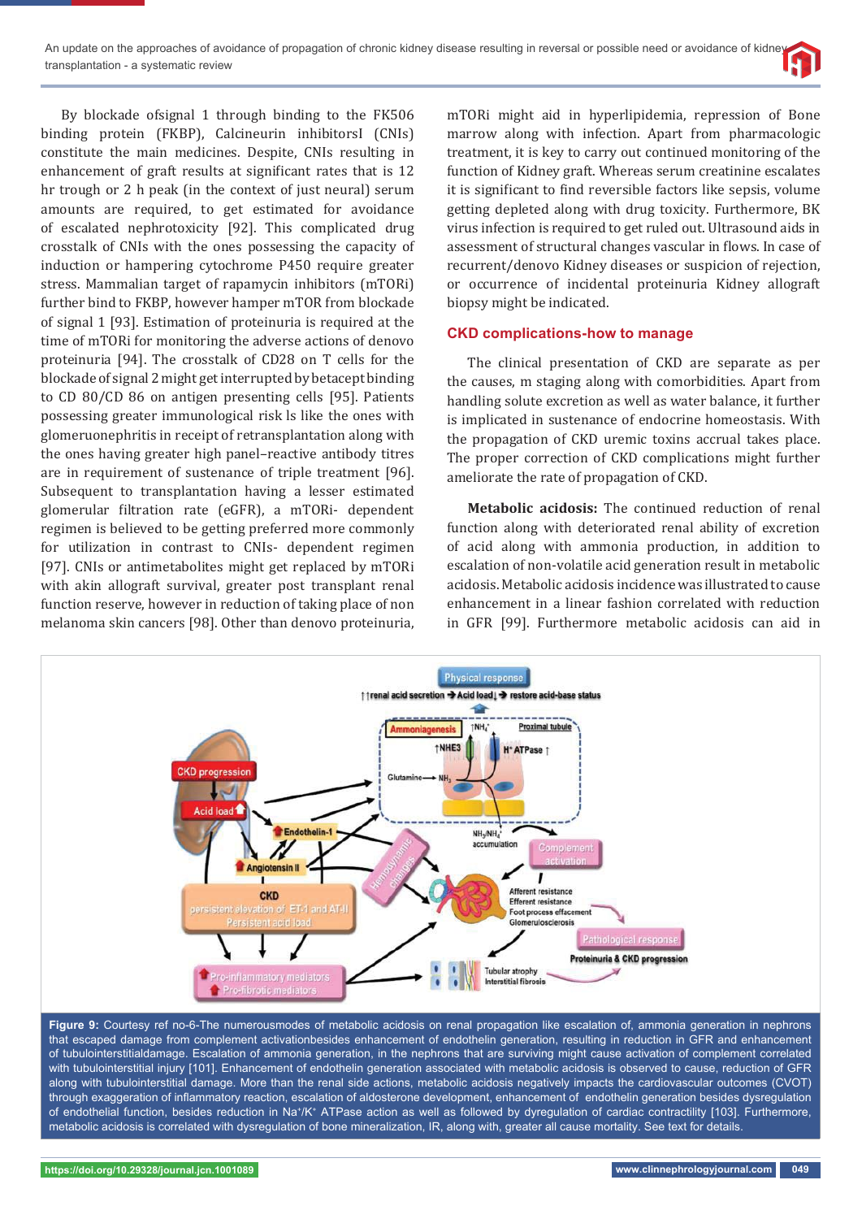By blockade ofsignal 1 through binding to the FK506 binding protein (FKBP), Calcineurin inhibitorsI (CNIs) constitute the main medicines. Despite, CNIs resulting in enhancement of graft results at significant rates that is 12 hr trough or 2 h peak (in the context of just neural) serum amounts are required, to get estimated for avoidance of escalated nephrotoxicity [92]. This complicated drug crosstalk of CNIs with the ones possessing the capacity of induction or hampering cytochrome P450 require greater stress. Mammalian target of rapamycin inhibitors (mTORi) further bind to FKBP, however hamper mTOR from blockade of signal 1 [93]. Estimation of proteinuria is required at the time of mTORi for monitoring the adverse actions of denovo proteinuria [94]. The crosstalk of CD28 on T cells for the blockade of signal 2 might get interrupted by betacept binding to CD 80/CD 86 on antigen presenting cells [95]. Patients possessing greater immunological risk ls like the ones with glomeruonephritis in receipt of retransplantation along with the ones having greater high panel–reactive antibody titres are in requirement of sustenance of triple treatment [96]. Subsequent to transplantation having a lesser estimated glomerular filtration rate (eGFR), a mTORi- dependent regimen is believed to be getting preferred more commonly for utilization in contrast to CNIs- dependent regimen [97]. CNIs or antimetabolites might get replaced by mTORi with akin allograft survival, greater post transplant renal function reserve, however in reduction of taking place of non melanoma skin cancers [98]. Other than denovo proteinuria, mTORi might aid in hyperlipidemia, repression of Bone marrow along with infection. Apart from pharmacologic treatment, it is key to carry out continued monitoring of the function of Kidney graft. Whereas serum creatinine escalates it is significant to find reversible factors like sepsis, volume getting depleted along with drug toxicity. Furthermore, BK virus infection is required to get ruled out. Ultrasound aids in assessment of structural changes vascular in flows. In case of recurrent/denovo Kidney diseases or suspicion of rejection, or occurrence of incidental proteinuria Kidney allograft biopsy might be indicated.

## CKD complications-how to manage

The clinical presentation of CKD are separate as per the causes, m staging along with comorbidities. Apart from handling solute excretion as well as water balance, it further is implicated in sustenance of endocrine homeostasis. With the propagation of CKD uremic toxins accrual takes place. The proper correction of CKD complications might further ameliorate the rate of propagation of CKD.

**Metabolic acidosis:** The continued reduction of renal function along with deteriorated renal ability of excretion of acid along with ammonia production, in addition to escalation of non-volatile acid generation result in metabolic acidosis. Metabolic acidosis incidence was illustrated to cause enhancement in a linear fashion correlated with reduction in GFR [99]. Furthermore metabolic acidosis can aid in

**Figure 9:** Courtesy ref no-6-The numerousmodes of metabolic acidosis on renal propagation like escalation of, ammonia generation in nephrons that escaped damage from complement activationbesides enhancement of endothelin generation, resulting in reduction in GFR and enhancement of tubulointerstitialdamage. Escalation of ammonia generation, in the nephrons that are surviving might cause activation of complement correlated with tubulointerstitial injury [101]. Enhancement of endothelin generation associated with metabolic acidosis is observed to cause, reduction of GFR along with tubulointerstitial damage. More than the renal side actions, metabolic acidosis negatively impacts the cardiovascular outcomes (CVOT) through exaggeration of inflammatory reaction, escalation of aldosterone development, enhancement of endothelin generation besides dysregulation of endothelial function, besides reduction in $Na^+/K^+$ ATPase action as well as followed by dyregulation of cardiac contractility [103]. Furthermore, metabolic acidosis is correlated with dysregulation of bone mineralization, IR, along with, greater all cause mortality. See text for details.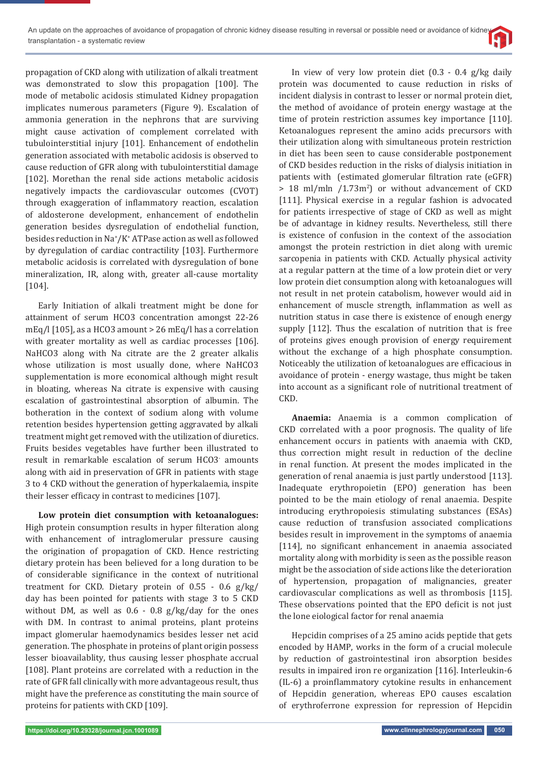propagation of CKD along with utilization of alkali treatment was demonstrated to slow this propagation [100]. The mode of metabolic acidosis stimulated Kidney propagation implicates numerous parameters (Figure 9). Escalation of ammonia generation in the nephrons that are surviving might cause activation of complement correlated with tubulointerstitial injury [101]. Enhancement of endothelin generation associated with metabolic acidosis is observed to cause reduction of GFR along with tubulointerstitial damage [102]. Morethan the renal side actions metabolic acidosis negatively impacts the cardiovascular outcomes (CVOT) through exaggeration of inflammatory reaction, escalation of aldosterone development, enhancement of endothelin generation besides dysregulation of endothelial function, besides reduction in $Na^+/K^+$ ATPase action as well as followed by dyregulation of cardiac contractility [103]. Furthermore metabolic acidosis is correlated with dysregulation of bone mineralization, IR, along with, greater all-cause mortality [104].

Early Initiation of alkali treatment might be done for attainment of serum HCO3 concentration amongst 22-26 mEq/l [105], as a HCO3 amount > 26 mEq/l has a correlation with greater mortality as well as cardiac processes [106]. NaHCO3 along with Na citrate are the 2 greater alkalis whose utilization is most usually done, where NaHCO3 supplementation is more economical although might result in bloating, whereas Na citrate is expensive with causing escalation of gastrointestinal absorption of albumin. The botheration in the context of sodium along with volume retention besides hypertension getting aggravated by alkali treatment might get removed with the utilization of diuretics. Fruits besides vegetables have further been illustrated to result in remarkable escalation of serum $HCO3^-$ amounts along with aid in preservation of GFR in patients with stage 3 to 4 CKD without the generation of hyperkalaemia, inspite their lesser efficacy in contrast to medicines [107].

**Low protein diet consumption with ketoanalogues:** High protein consumption results in hyper filteration along with enhancement of intraglomerular pressure causing the origination of propagation of CKD. Hence restricting dietary protein has been believed for a long duration to be of considerable significance in the context of nutritional treatment for CKD. Dietary protein of 0.55 - 0.6 g/kg/day has been pointed for patients with stage 3 to 5 CKD without DM, as well as 0.6 - 0.8 g/kg/day for the ones with DM. In contrast to animal proteins, plant proteins impact glomerular haemodynamics besides lesser net acid generation. The phosphate in proteins of plant origin possess lesser bioavailablity, thus causing lesser phosphate accrual [108]. Plant proteins are correlated with a reduction in the rate of GFR fall clinically with more advantageous result, thus might have the preference as constituting the main source of proteins for patients with CKD [109].

In view of very low protein diet (0.3 - 0.4 g/kg daily protein was documented to cause reduction in risks of incident dialysis in contrast to lesser or normal protein diet, the method of avoidance of protein energy wastage at the time of protein restriction assumes key importance [110]. Ketoanalogues represent the amino acids precursors with their utilization along with simultaneous protein restriction in diet has been seen to cause considerable postponement of CKD besides reduction in the risks of dialysis initiation in patients with (estimated glomerular filtration rate (eGFR) > 18 ml/mln /1.73m$^2$) or without advancement of CKD [111]. Physical exercise in a regular fashion is advocated for patients irrespective of stage of CKD as well as might be of advantage in kidney results. Nevertheless, still there is existence of confusion in the context of the association amongst the protein restriction in diet along with uremic sarcopenia in patients with CKD. Actually physical activity at a regular pattern at the time of a low protein diet or very low protein diet consumption along with ketoanalogues will not result in net protein catabolism, however would aid in enhancement of muscle strength, inflammation as well as nutrition status in case there is existence of enough energy supply [112]. Thus the escalation of nutrition that is free of proteins gives enough provision of energy requirement without the exchange of a high phosphate consumption. Noticeably the utilization of ketoanalogues are efficacious in avoidance of protein - energy wastage, thus might be taken into account as a significant role of nutritional treatment of CKD.

**Anaemia:** Anaemia is a common complication of CKD correlated with a poor prognosis. The quality of life enhancement occurs in patients with anaemia with CKD, thus correction might result in reduction of the decline in renal function. At present the modes implicated in the generation of renal anaemia is just partly understood [113]. Inadequate erythropoietin (EPO) generation has been pointed to be the main etiology of renal anaemia. Despite introducing erythropoiesis stimulating substances (ESAs) cause reduction of transfusion associated complications besides result in improvement in the symptoms of anaemia [114], no significant enhancement in anaemia associated mortality along with morbidity is seen as the possible reason might be the association of side actions like the deterioration of hypertension, propagation of malignancies, greater cardiovascular complications as well as thrombosis [115]. These observations pointed that the EPO deficit is not just the lone eiological factor for renal anaemia

Hepcidin comprises of a 25 amino acids peptide that gets encoded by HAMP, works in the form of a crucial molecule by reduction of gastrointestinal iron absorption besides results in impaired iron re organization [116]. Interleukin-6 (IL-6) a proinflammatory cytokine results in enhancement of Hepcidin generation, whereas EPO causes escalation of erythroferrone expression for repression of Hepcidin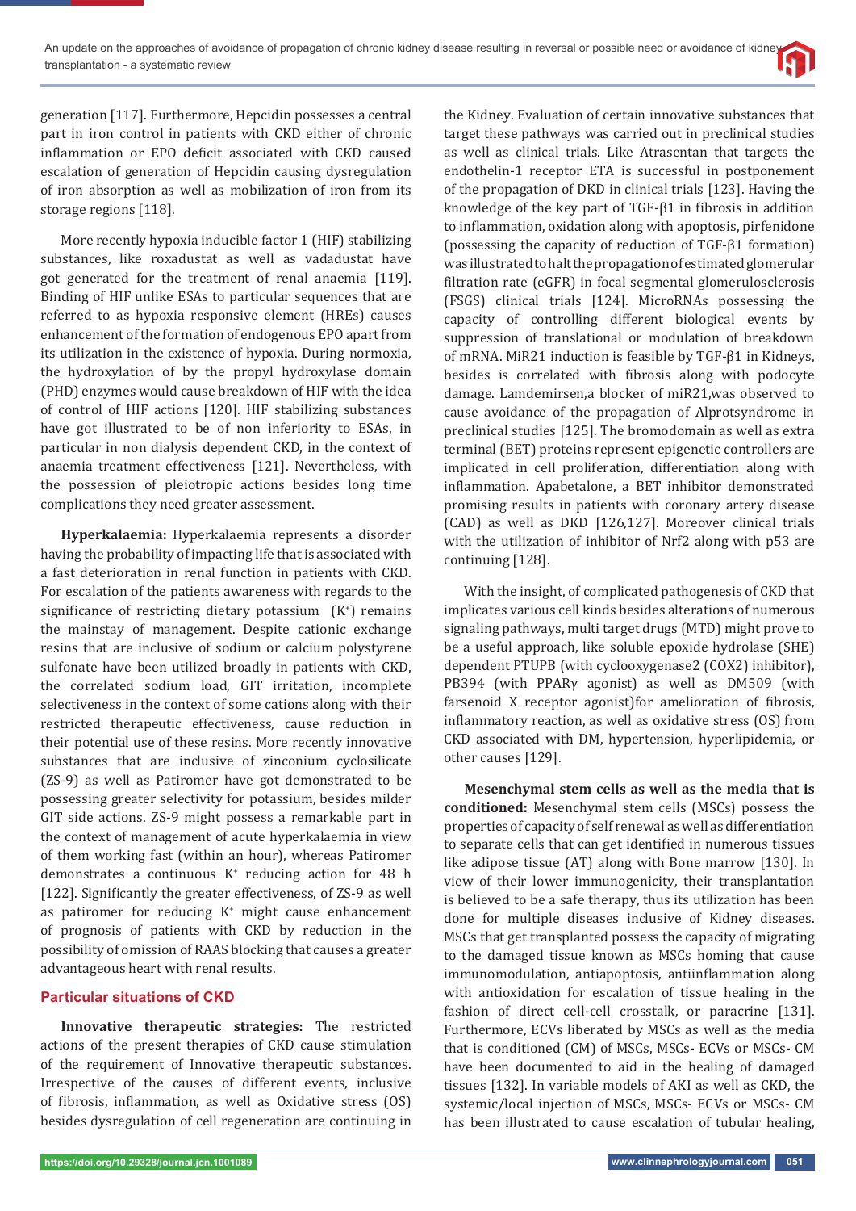generation [117]. Furthermore, Hepcidin possesses a central part in iron control in patients with CKD either of chronic inflammation or EPO deficit associated with CKD caused escalation of generation of Hepcidin causing dysregulation of iron absorption as well as mobilization of iron from its storage regions [118].

More recently hypoxia inducible factor 1 (HIF) stabilizing substances, like roxadustat as well as vadadustat have got generated for the treatment of renal anaemia [119]. Binding of HIF unlike ESAs to particular sequences that are referred to as hypoxia responsive element (HREs) causes enhancement of the formation of endogenous EPO apart from its utilization in the existence of hypoxia. During normoxia, the hydroxylation of by the propyl hydroxylase domain (PHD) enzymes would cause breakdown of HIF with the idea of control of HIF actions [120]. HIF stabilizing substances have got illustrated to be of non inferiority to ESAs, in particular in non dialysis dependent CKD, in the context of anaemia treatment effectiveness [121]. Nevertheless, with the possession of pleiotropic actions besides long time complications they need greater assessment.

**Hyperkalaemia:** Hyperkalaemia represents a disorder having the probability of impacting life that is associated with a fast deterioration in renal function in patients with CKD. For escalation of the patients awareness with regards to the significance of restricting dietary potassium ($K^+$) remains the mainstay of management. Despite cationic exchange resins that are inclusive of sodium or calcium polystyrene sulfonate have been utilized broadly in patients with CKD, the correlated sodium load, GIT irritation, incomplete selectiveness in the context of some cations along with their restricted therapeutic effectiveness, cause reduction in their potential use of these resins. More recently innovative substances that are inclusive of zinconium cyclosilicate (ZS-9) as well as Patiromer have got demonstrated to be possessing greater selectivity for potassium, besides milder GIT side actions. ZS-9 might possess a remarkable part in the context of management of acute hyperkalaemia in view of them working fast (within an hour), whereas Patiromer demonstrates a continuous $K^+$ reducing action for 48 h [122]. Significantly the greater effectiveness, of ZS-9 as well as patiromer for reducing $K^+$ might cause enhancement of prognosis of patients with CKD by reduction in the possibility of omission of RAAS blocking that causes a greater advantageous heart with renal results.

## Particular situations of CKD

**Innovative therapeutic strategies:** The restricted actions of the present therapies of CKD cause stimulation of the requirement of Innovative therapeutic substances. Irrespective of the causes of different events, inclusive of fibrosis, inflammation, as well as Oxidative stress (OS) besides dysregulation of cell regeneration are continuing in the Kidney. Evaluation of certain innovative substances that target these pathways was carried out in preclinical studies as well as clinical trials. Like Atrasentan that targets the endothelin-1 receptor ETA is successful in postponement of the propagation of DKD in clinical trials [123]. Having the knowledge of the key part of TGF-β1 in fibrosis in addition to inflammation, oxidation along with apoptosis, pirfenidone (possessing the capacity of reduction of TGF-β1 formation) was illustrated to halt the propagation of estimated glomerular filtration rate (eGFR) in focal segmental glomerulosclerosis (FSGS) clinical trials [124]. MicroRNAs possessing the capacity of controlling different biological events by suppression of translational or modulation of breakdown of mRNA. MiR21 induction is feasible by TGF-β1 in Kidneys, besides is correlated with fibrosis along with podocyte damage. Lamdemirsen,a blocker of miR21,was observed to cause avoidance of the propagation of Alprotsyndrome in preclinical studies [125]. The bromodomain as well as extra terminal (BET) proteins represent epigenetic controllers are implicated in cell proliferation, differentiation along with inflammation. Apabetalone, a BET inhibitor demonstrated promising results in patients with coronary artery disease (CAD) as well as DKD [126,127]. Moreover clinical trials with the utilization of inhibitor of Nrf2 along with p53 are continuing [128].

With the insight, of complicated pathogenesis of CKD that implicates various cell kinds besides alterations of numerous signaling pathways, multi target drugs (MTD) might prove to be a useful approach, like soluble epoxide hydrolase (SHE) dependent PTUPB (with cyclooxygenase2 (COX2) inhibitor), PB394 (with PPARγ agonist) as well as DM509 (with farsenoid X receptor agonist)for amelioration of fibrosis, inflammatory reaction, as well as oxidative stress (OS) from CKD associated with DM, hypertension, hyperlipidemia, or other causes [129].

**Mesenchymal stem cells as well as the media that is conditioned:** Mesenchymal stem cells (MSCs) possess the properties of capacity of self renewal as well as differentiation to separate cells that can get identified in numerous tissues like adipose tissue (AT) along with Bone marrow [130]. In view of their lower immunogenicity, their transplantation is believed to be a safe therapy, thus its utilization has been done for multiple diseases inclusive of Kidney diseases. MSCs that get transplanted possess the capacity of migrating to the damaged tissue known as MSCs homing that cause immunomodulation, antiapoptosis, antiinflammation along with antioxidation for escalation of tissue healing in the fashion of direct cell-cell crosstalk, or paracrine [131]. Furthermore, ECVs liberated by MSCs as well as the media that is conditioned (CM) of MSCs, MSCs- ECVs or MSCs- CM have been documented to aid in the healing of damaged tissues [132]. In variable models of AKI as well as CKD, the systemic/local injection of MSCs, MSCs- ECVs or MSCs- CM has been illustrated to cause escalation of tubular healing,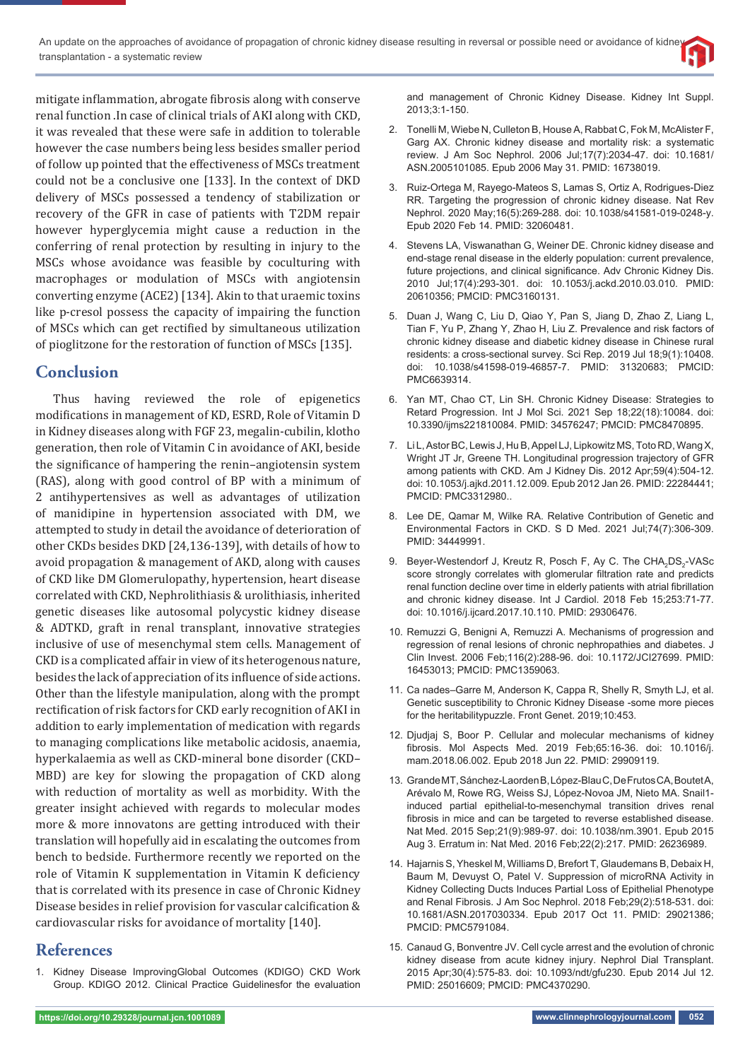mitigate inflammation, abrogate fibrosis along with conserve renal function .In case of clinical trials of AKI along with CKD, it was revealed that these were safe in addition to tolerable however the case numbers being less besides smaller period of follow up pointed that the effectiveness of MSCs treatment could not be a conclusive one [133]. In the context of DKD delivery of MSCs possessed a tendency of stabilization or recovery of the GFR in case of patients with T2DM repair however hyperglycemia might cause a reduction in the conferring of renal protection by resulting in injury to the MSCs whose avoidance was feasible by coculturing with macrophages or modulation of MSCs with angiotensin converting enzyme (ACE2) [134]. Akin to that uraemic toxins like p-cresol possess the capacity of impairing the function of MSCs which can get rectified by simultaneous utilization of pioglitzone for the restoration of function of MSCs [135].

## Conclusion

Thus having reviewed the role of epigenetics modifications in management of KD, ESRD, Role of Vitamin D in Kidney diseases along with FGF 23, megalin-cubilin, klotho generation, then role of Vitamin C in avoidance of AKI, beside the significance of hampering the renin–angiotensin system (RAS), along with good control of BP with a minimum of 2 antihypertensives as well as advantages of utilization of manidipine in hypertension associated with DM, we attempted to study in detail the avoidance of deterioration of other CKDs besides DKD [24,136-139], with details of how to avoid propagation & management of AKD, along with causes of CKD like DM Glomerulopathy, hypertension, heart disease correlated with CKD, Nephrolithiasis & urolithiasis, inherited genetic diseases like autosomal polycystic kidney disease & ADTKD, graft in renal transplant, innovative strategies inclusive of use of mesenchymal stem cells. Management of CKD is a complicated affair in view of its heterogenous nature, besides the lack of appreciation of its influence of side actions. Other than the lifestyle manipulation, along with the prompt rectification of risk factors for CKD early recognition of AKI in addition to early implementation of medication with regards to managing complications like metabolic acidosis, anaemia, hyperkalaemia as well as CKD-mineral bone disorder (CKD–MBD) are key for slowing the propagation of CKD along with reduction of mortality as well as morbidity. With the greater insight achieved with regards to molecular modes more & more innovatons are getting introduced with their translation will hopefully aid in escalating the outcomes from bench to bedside. Furthermore recently we reported on the role of Vitamin K supplementation in Vitamin K deficiency that is correlated with its presence in case of Chronic Kidney Disease besides in relief provision for vascular calcification & cardiovascular risks for avoidance of mortality [140].

## References

1. Kidney Disease ImprovingGlobal Outcomes (KDIGO) CKD Work Group. KDIGO 2012. Clinical Practice Guidelinesfor the evaluation and management of Chronic Kidney Disease. Kidney Int Suppl. 2013;3:1-150.
2. Tonelli M, Wiebe N, Culleton B, House A, Rabbat C, Fok M, McAlister F, Garg AX. Chronic kidney disease and mortality risk: a systematic review. J Am Soc Nephrol. 2006 Jul;17(7):2034-47. doi: 10.1681/ASN.2005101085. Epub 2006 May 31. PMID: 16738019.
3. Ruiz-Ortega M, Rayego-Mateos S, Lamas S, Ortiz A, Rodrigues-Diez RR. Targeting the progression of chronic kidney disease. Nat Rev Nephrol. 2020 May;16(5):269-288. doi: 10.1038/s41581-019-0248-y. Epub 2020 Feb 14. PMID: 32060481.
4. Stevens LA, Viswanathan G, Weiner DE. Chronic kidney disease and end-stage renal disease in the elderly population: current prevalence, future projections, and clinical significance. Adv Chronic Kidney Dis. 2010 Jul;17(4):293-301. doi: 10.1053/j.ackd.2010.03.010. PMID: 20610356; PMCID: PMC3160131.
5. Duan J, Wang C, Liu D, Qiao Y, Pan S, Jiang D, Zhao Z, Liang L, Tian F, Yu P, Zhang Y, Zhao H, Liu Z. Prevalence and risk factors of chronic kidney disease and diabetic kidney disease in Chinese rural residents: a cross-sectional survey. Sci Rep. 2019 Jul 18;9(1):10408. doi: 10.1038/s41598-019-46857-7. PMID: 31320683; PMCID: PMC6639314.
6. Yan MT, Chao CT, Lin SH. Chronic Kidney Disease: Strategies to Retard Progression. Int J Mol Sci. 2021 Sep 18;22(18):10084. doi: 10.3390/ijms221810084. PMID: 34576247; PMCID: PMC8470895.
7. Li L, Astor BC, Lewis J, Hu B, Appel LJ, Lipkowitz MS, Toto RD, Wang X, Wright JT Jr, Greene TH. Longitudinal progression trajectory of GFR among patients with CKD. Am J Kidney Dis. 2012 Apr;59(4):504-12. doi: 10.1053/j.ajkd.2011.12.009. Epub 2012 Jan 26. PMID: 22284441; PMCID: PMC3312980..
8. Lee DE, Qamar M, Wilke RA. Relative Contribution of Genetic and Environmental Factors in CKD. S D Med. 2021 Jul;74(7):306-309. PMID: 34449991.
9. Beyer-Westendorf J, Kreutz R, Posch F, Ay C. The $CHA_2DS_2$-VASc score strongly correlates with glomerular filtration rate and predicts renal function decline over time in elderly patients with atrial fibrillation and chronic kidney disease. Int J Cardiol. 2018 Feb 15;253:71-77. doi: 10.1016/j.ijcard.2017.10.110. PMID: 29306476.
10. Remuzzi G, Benigni A, Remuzzi A. Mechanisms of progression and regression of renal lesions of chronic nephropathies and diabetes. J Clin Invest. 2006 Feb;116(2):288-96. doi: 10.1172/JCI27699. PMID: 16453013; PMCID: PMC1359063.
11. Ca nades–Garre M, Anderson K, Cappa R, Shelly R, Smyth LJ, et al. Genetic susceptibility to Chronic Kidney Disease -some more pieces for the heritabilitypuzzle. Front Genet. 2019;10:453.
12. Djudjaj S, Boor P. Cellular and molecular mechanisms of kidney fibrosis. Mol Aspects Med. 2019 Feb;65:16-36. doi: 10.1016/j.mam.2018.06.002. Epub 2018 Jun 22. PMID: 29909119.
13. Grande MT, Sánchez-Laorden B, López-Blau C, De Frutos CA, Boutet A, Arévalo M, Rowe RG, Weiss SJ, López-Novoa JM, Nieto MA. Snail1-induced partial epithelial-to-mesenchymal transition drives renal fibrosis in mice and can be targeted to reverse established disease. Nat Med. 2015 Sep;21(9):989-97. doi: 10.1038/nm.3901. Epub 2015 Aug 3. Erratum in: Nat Med. 2016 Feb;22(2):217. PMID: 26236989.
14. Hajarnis S, Yheskel M, Williams D, Brefort T, Glaudemans B, Debaix H, Baum M, Devuyst O, Patel V. Suppression of microRNA Activity in Kidney Collecting Ducts Induces Partial Loss of Epithelial Phenotype and Renal Fibrosis. J Am Soc Nephrol. 2018 Feb;29(2):518-531. doi: 10.1681/ASN.2017030334. Epub 2017 Oct 11. PMID: 29021386; PMCID: PMC5791084.
15. Canaud G, Bonventre JV. Cell cycle arrest and the evolution of chronic kidney disease from acute kidney injury. Nephrol Dial Transplant. 2015 Apr;30(4):575-83. doi: 10.1093/ndt/gfu230. Epub 2014 Jul 12. PMID: 25016609; PMCID: PMC4370290.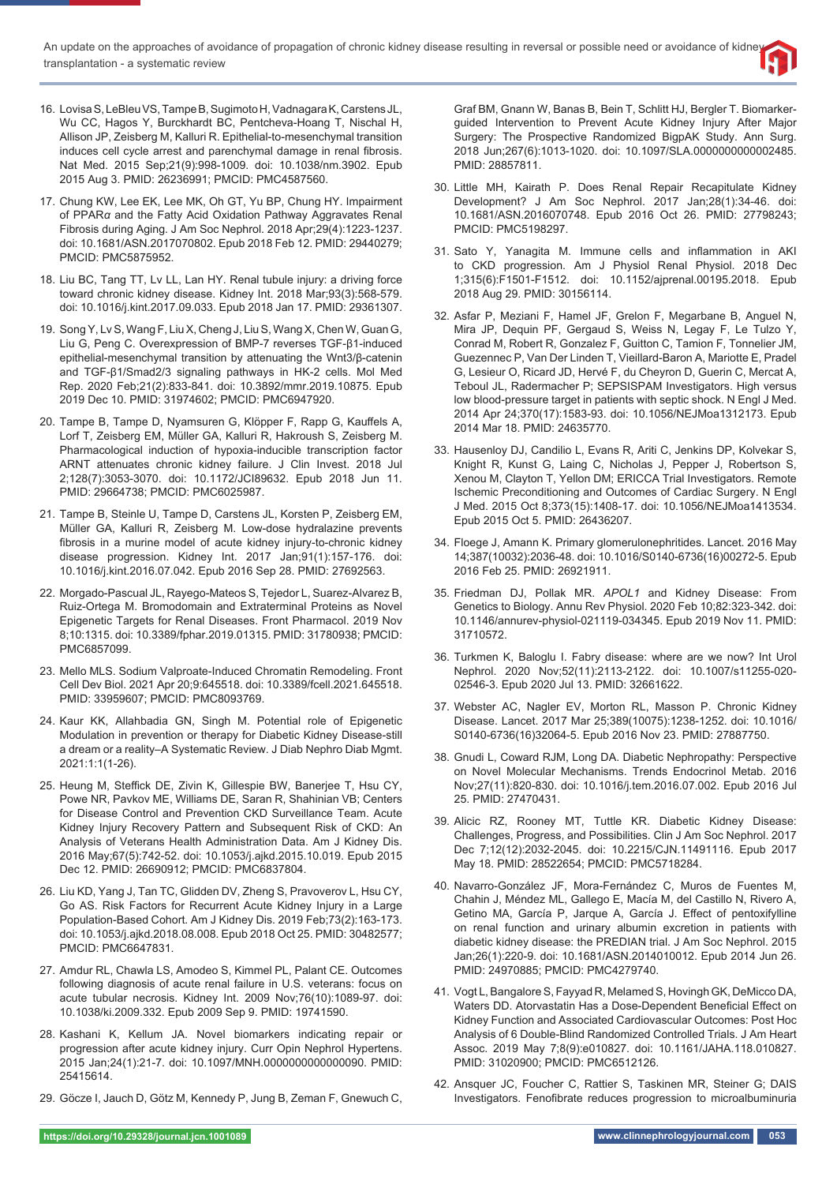16. Lovisa S, LeBleu VS, Tampe B, Sugimoto H, Vadnagara K, Carstens JL, Wu CC, Hagos Y, Burckhardt BC, Pentcheva-Hoang T, Nischal H, Allison JP, Zeisberg M, Kalluri R. Epithelial-to-mesenchymal transition induces cell cycle arrest and parenchymal damage in renal fibrosis. Nat Med. 2015 Sep;21(9):998-1009. doi: 10.1038/nm.3902. Epub 2015 Aug 3. PMID: 26236991; PMCID: PMC4587560.

17. Chung KW, Lee EK, Lee MK, Oh GT, Yu BP, Chung HY. Impairment of PPARα and the Fatty Acid Oxidation Pathway Aggravates Renal Fibrosis during Aging. J Am Soc Nephrol. 2018 Apr;29(4):1223-1237. doi: 10.1681/ASN.2017070802. Epub 2018 Feb 12. PMID: 29440279; PMCID: PMC5875952.

18. Liu BC, Tang TT, Lv LL, Lan HY. Renal tubule injury: a driving force toward chronic kidney disease. Kidney Int. 2018 Mar;93(3):568-579. doi: 10.1016/j.kint.2017.09.033. Epub 2018 Jan 17. PMID: 29361307.

19. Song Y, Lv S, Wang F, Liu X, Cheng J, Liu S, Wang X, Chen W, Guan G, Liu G, Peng C. Overexpression of BMP-7 reverses TGF-β1-induced epithelial-mesenchymal transition by attenuating the Wnt3/β-catenin and TGF-β1/Smad2/3 signaling pathways in HK-2 cells. Mol Med Rep. 2020 Feb;21(2):833-841. doi: 10.3892/mmr.2019.10875. Epub 2019 Dec 10. PMID: 31974602; PMCID: PMC6947920.

20. Tampe B, Tampe D, Nyamsuren G, Klöpper F, Rapp G, Kauffels A, Lorf T, Zeisberg EM, Müller GA, Kalluri R, Hakroush S, Zeisberg M. Pharmacological induction of hypoxia-inducible transcription factor ARNT attenuates chronic kidney failure. J Clin Invest. 2018 Jul 2;128(7):3053-3070. doi: 10.1172/JCI89632. Epub 2018 Jun 11. PMID: 29664738; PMCID: PMC6025987.

21. Tampe B, Steinle U, Tampe D, Carstens JL, Korsten P, Zeisberg EM, Müller GA, Kalluri R, Zeisberg M. Low-dose hydralazine prevents fibrosis in a murine model of acute kidney injury-to-chronic kidney disease progression. Kidney Int. 2017 Jan;91(1):157-176. doi: 10.1016/j.kint.2016.07.042. Epub 2016 Sep 28. PMID: 27692563.

22. Morgado-Pascual JL, Rayego-Mateos S, Tejedor L, Suarez-Alvarez B, Ruiz-Ortega M. Bromodomain and Extraterminal Proteins as Novel Epigenetic Targets for Renal Diseases. Front Pharmacol. 2019 Nov 8;10:1315. doi: 10.3389/fphar.2019.01315. PMID: 31780938; PMCID: PMC6857099.

23. Mello MLS. Sodium Valproate-Induced Chromatin Remodeling. Front Cell Dev Biol. 2021 Apr 20;9:645518. doi: 10.3389/fcell.2021.645518. PMID: 33959607; PMCID: PMC8093769.

24. Kaur KK, Allahbadia GN, Singh M. Potential role of Epigenetic Modulation in prevention or therapy for Diabetic Kidney Disease-still a dream or a reality–A Systematic Review. J Diab Nephro Diab Mgmt. 2021:1:1(1-26).

25. Heung M, Steffick DE, Zivin K, Gillespie BW, Banerjee T, Hsu CY, Powe NR, Pavkov ME, Williams DE, Saran R, Shahinian VB; Centers for Disease Control and Prevention CKD Surveillance Team. Acute Kidney Injury Recovery Pattern and Subsequent Risk of CKD: An Analysis of Veterans Health Administration Data. Am J Kidney Dis. 2016 May;67(5):742-52. doi: 10.1053/j.ajkd.2015.10.019. Epub 2015 Dec 12. PMID: 26690912; PMCID: PMC6837804.

26. Liu KD, Yang J, Tan TC, Glidden DV, Zheng S, Pravoverov L, Hsu CY, Go AS. Risk Factors for Recurrent Acute Kidney Injury in a Large Population-Based Cohort. Am J Kidney Dis. 2019 Feb;73(2):163-173. doi: 10.1053/j.ajkd.2018.08.008. Epub 2018 Oct 25. PMID: 30482577; PMCID: PMC6647831.

27. Amdur RL, Chawla LS, Amodeo S, Kimmel PL, Palant CE. Outcomes following diagnosis of acute renal failure in U.S. veterans: focus on acute tubular necrosis. Kidney Int. 2009 Nov;76(10):1089-97. doi: 10.1038/ki.2009.332. Epub 2009 Sep 9. PMID: 19741590.

28. Kashani K, Kellum JA. Novel biomarkers indicating repair or progression after acute kidney injury. Curr Opin Nephrol Hypertens. 2015 Jan;24(1):21-7. doi: 10.1097/MNH.0000000000000090. PMID: 25415614.

29. Göcze I, Jauch D, Götz M, Kennedy P, Jung B, Zeman F, Gnewuch C, Graf BM, Gnann W, Banas B, Bein T, Schlitt HJ, Bergler T. Biomarker-guided Intervention to Prevent Acute Kidney Injury After Major Surgery: The Prospective Randomized BigpAK Study. Ann Surg. 2018 Jun;267(6):1013-1020. doi: 10.1097/SLA.0000000000002485. PMID: 28857811.

30. Little MH, Kairath P. Does Renal Repair Recapitulate Kidney Development? J Am Soc Nephrol. 2017 Jan;28(1):34-46. doi: 10.1681/ASN.2016070748. Epub 2016 Oct 26. PMID: 27798243; PMCID: PMC5198297.

31. Sato Y, Yanagita M. Immune cells and inflammation in AKI to CKD progression. Am J Physiol Renal Physiol. 2018 Dec 1;315(6):F1501-F1512. doi: 10.1152/ajprenal.00195.2018. Epub 2018 Aug 29. PMID: 30156114.

32. Asfar P, Meziani F, Hamel JF, Grelon F, Megarbane B, Anguel N, Mira JP, Dequin PF, Gergaud S, Weiss N, Legay F, Le Tulzo Y, Conrad M, Robert R, Gonzalez F, Guitton C, Tamion F, Tonnelier JM, Guezennec P, Van Der Linden T, Vieillard-Baron A, Mariotte E, Pradel G, Lesieur O, Ricard JD, Hervé F, du Cheyron D, Guerin C, Mercat A, Teboul JL, Radermacher P; SEPSISPAM Investigators. High versus low blood-pressure target in patients with septic shock. N Engl J Med. 2014 Apr 24;370(17):1583-93. doi: 10.1056/NEJMoa1312173. Epub 2014 Mar 18. PMID: 24635770.

33. Hausenloy DJ, Candilio L, Evans R, Ariti C, Jenkins DP, Kolvekar S, Knight R, Kunst G, Laing C, Nicholas J, Pepper J, Robertson S, Xenou M, Clayton T, Yellon DM; ERICCA Trial Investigators. Remote Ischemic Preconditioning and Outcomes of Cardiac Surgery. N Engl J Med. 2015 Oct 8;373(15):1408-17. doi: 10.1056/NEJMoa1413534. Epub 2015 Oct 5. PMID: 26436207.

34. Floege J, Amann K. Primary glomerulonephritides. Lancet. 2016 May 14;387(10032):2036-48. doi: 10.1016/S0140-6736(16)00272-5. Epub 2016 Feb 25. PMID: 26921911.

35. Friedman DJ, Pollak MR. *APOL1* and Kidney Disease: From Genetics to Biology. Annu Rev Physiol. 2020 Feb 10;82:323-342. doi: 10.1146/annurev-physiol-021119-034345. Epub 2019 Nov 11. PMID: 31710572.

36. Turkmen K, Baloglu I. Fabry disease: where are we now? Int Urol Nephrol. 2020 Nov;52(11):2113-2122. doi: 10.1007/s11255-020-02546-3. Epub 2020 Jul 13. PMID: 32661622.

37. Webster AC, Nagler EV, Morton RL, Masson P. Chronic Kidney Disease. Lancet. 2017 Mar 25;389(10075):1238-1252. doi: 10.1016/S0140-6736(16)32064-5. Epub 2016 Nov 23. PMID: 27887750.

38. Gnudi L, Coward RJM, Long DA. Diabetic Nephropathy: Perspective on Novel Molecular Mechanisms. Trends Endocrinol Metab. 2016 Nov;27(11):820-830. doi: 10.1016/j.tem.2016.07.002. Epub 2016 Jul 25. PMID: 27470431.

39. Alicic RZ, Rooney MT, Tuttle KR. Diabetic Kidney Disease: Challenges, Progress, and Possibilities. Clin J Am Soc Nephrol. 2017 Dec 7;12(12):2032-2045. doi: 10.2215/CJN.11491116. Epub 2017 May 18. PMID: 28522654; PMCID: PMC5718284.

40. Navarro-González JF, Mora-Fernández C, Muros de Fuentes M, Chahin J, Méndez ML, Gallego E, Macía M, del Castillo N, Rivero A, Getino MA, García P, Jarque A, García J. Effect of pentoxifylline on renal function and urinary albumin excretion in patients with diabetic kidney disease: the PREDIAN trial. J Am Soc Nephrol. 2015 Jan;26(1):220-9. doi: 10.1681/ASN.2014010012. Epub 2014 Jun 26. PMID: 24970885; PMCID: PMC4279740.

41. Vogt L, Bangalore S, Fayyad R, Melamed S, Hovingh GK, DeMicco DA, Waters DD. Atorvastatin Has a Dose-Dependent Beneficial Effect on Kidney Function and Associated Cardiovascular Outcomes: Post Hoc Analysis of 6 Double-Blind Randomized Controlled Trials. J Am Heart Assoc. 2019 May 7;8(9):e010827. doi: 10.1161/JAHA.118.010827. PMID: 31020900; PMCID: PMC6512126.

42. Ansquer JC, Foucher C, Rattier S, Taskinen MR, Steiner G; DAIS Investigators. Fenofibrate reduces progression to microalbuminuria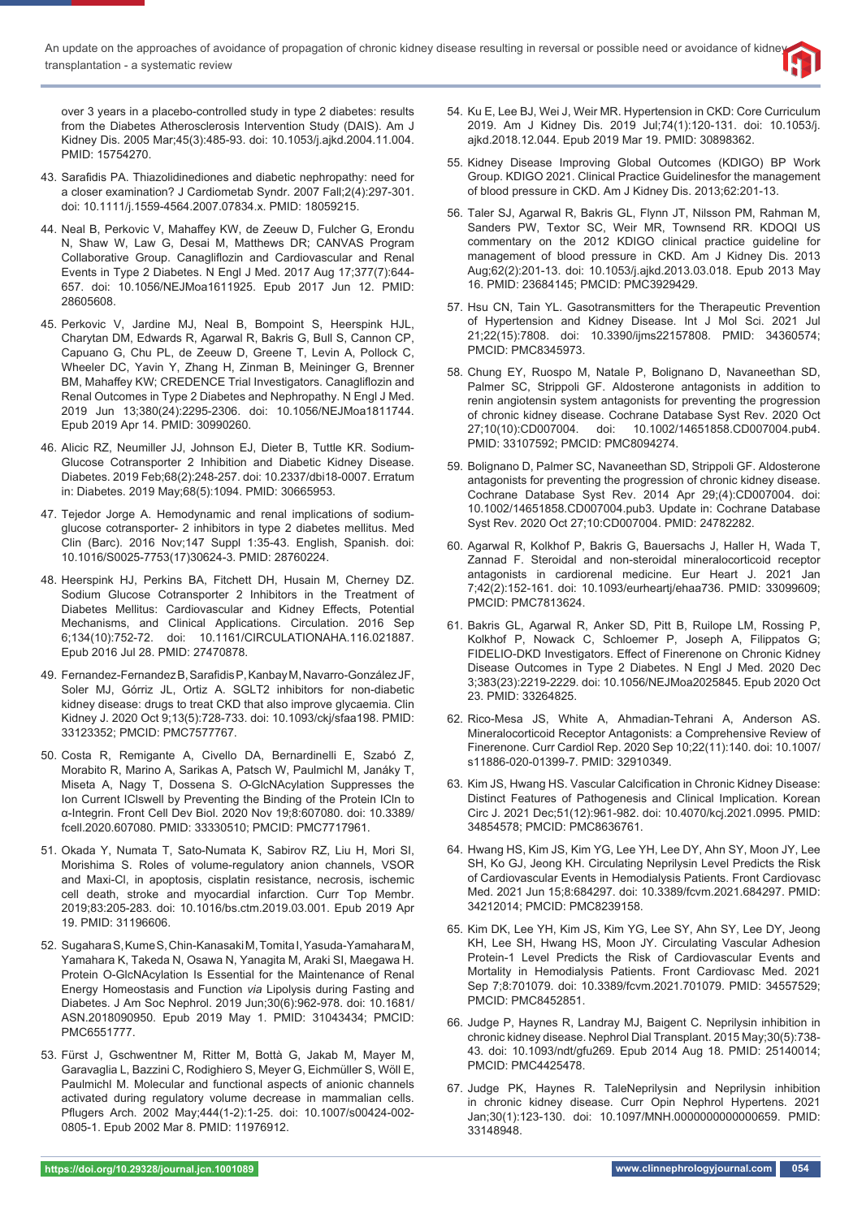over 3 years in a placebo-controlled study in type 2 diabetes: results from the Diabetes Atherosclerosis Intervention Study (DAIS). Am J Kidney Dis. 2005 Mar;45(3):485-93. doi: 10.1053/j.ajkd.2004.11.004. PMID: 15754270.

43. Sarafidis PA. Thiazolidinediones and diabetic nephropathy: need for a closer examination? J Cardiometab Syndr. 2007 Fall;2(4):297-301. doi: 10.1111/j.1559-4564.2007.07834.x. PMID: 18059215.

44. Neal B, Perkovic V, Mahaffey KW, de Zeeuw D, Fulcher G, Erondu N, Shaw W, Law G, Desai M, Matthews DR; CANVAS Program Collaborative Group. Canagliflozin and Cardiovascular and Renal Events in Type 2 Diabetes. N Engl J Med. 2017 Aug 17;377(7):644-657. doi: 10.1056/NEJMoa1611925. Epub 2017 Jun 12. PMID: 28605608.

45. Perkovic V, Jardine MJ, Neal B, Bompoint S, Heerspink HJL, Charytan DM, Edwards R, Agarwal R, Bakris G, Bull S, Cannon CP, Capuano G, Chu PL, de Zeeuw D, Greene T, Levin A, Pollock C, Wheeler DC, Yavin Y, Zhang H, Zinman B, Meininger G, Brenner BM, Mahaffey KW; CREDENCE Trial Investigators. Canagliflozin and Renal Outcomes in Type 2 Diabetes and Nephropathy. N Engl J Med. 2019 Jun 13;380(24):2295-2306. doi: 10.1056/NEJMoa1811744. Epub 2019 Apr 14. PMID: 30990260.

46. Alicic RZ, Neumiller JJ, Johnson EJ, Dieter B, Tuttle KR. Sodium-Glucose Cotransporter 2 Inhibition and Diabetic Kidney Disease. Diabetes. 2019 Feb;68(2):248-257. doi: 10.2337/dbi18-0007. Erratum in: Diabetes. 2019 May;68(5):1094. PMID: 30665953.

47. Tejedor Jorge A. Hemodynamic and renal implications of sodium-glucose cotransporter- 2 inhibitors in type 2 diabetes mellitus. Med Clin (Barc). 2016 Nov;147 Suppl 1:35-43. English, Spanish. doi: 10.1016/S0025-7753(17)30624-3. PMID: 28760224.

48. Heerspink HJ, Perkins BA, Fitchett DH, Husain M, Cherney DZ. Sodium Glucose Cotransporter 2 Inhibitors in the Treatment of Diabetes Mellitus: Cardiovascular and Kidney Effects, Potential Mechanisms, and Clinical Applications. Circulation. 2016 Sep 6;134(10):752-72. doi: 10.1161/CIRCULATIONAHA.116.021887. Epub 2016 Jul 28. PMID: 27470878.

49. Fernandez-Fernandez B, Sarafidis P, Kanbay M, Navarro-González JF, Soler MJ, Górriz JL, Ortiz A. SGLT2 inhibitors for non-diabetic kidney disease: drugs to treat CKD that also improve glycaemia. Clin Kidney J. 2020 Oct 9;13(5):728-733. doi: 10.1093/ckj/sfaa198. PMID: 33123352; PMCID: PMC7577767.

50. Costa R, Remigante A, Civello DA, Bernardinelli E, Szabó Z, Morabito R, Marino A, Sarikas A, Patsch W, Paulmichl M, Janáky T, Miseta A, Nagy T, Dossena S. *O*-GlcNAcylation Suppresses the Ion Current IClswell by Preventing the Binding of the Protein ICln to α-Integrin. Front Cell Dev Biol. 2020 Nov 19;8:607080. doi: 10.3389/fcell.2020.607080. PMID: 33330510; PMCID: PMC7717961.

51. Okada Y, Numata T, Sato-Numata K, Sabirov RZ, Liu H, Mori SI, Morishima S. Roles of volume-regulatory anion channels, VSOR and Maxi-Cl, in apoptosis, cisplatin resistance, necrosis, ischemic cell death, stroke and myocardial infarction. Curr Top Membr. 2019;83:205-283. doi: 10.1016/bs.ctm.2019.03.001. Epub 2019 Apr 19. PMID: 31196606.

52. Sugahara S, Kume S, Chin-Kanasaki M, Tomita I, Yasuda-Yamahara M, Yamahara K, Takeda N, Osawa N, Yanagita M, Araki SI, Maegawa H. Protein O-GlcNAcylation Is Essential for the Maintenance of Renal Energy Homeostasis and Function *via* Lipolysis during Fasting and Diabetes. J Am Soc Nephrol. 2019 Jun;30(6):962-978. doi: 10.1681/ASN.2018090950. Epub 2019 May 1. PMID: 31043434; PMCID: PMC6551777.

53. Fürst J, Gschwentner M, Ritter M, Bottà G, Jakab M, Mayer M, Garavaglia L, Bazzini C, Rodighiero S, Meyer G, Eichmüller S, Wöll E, Paulmichl M. Molecular and functional aspects of anionic channels activated during regulatory volume decrease in mammalian cells. Pflugers Arch. 2002 May;444(1-2):1-25. doi: 10.1007/s00424-002-0805-1. Epub 2002 Mar 8. PMID: 11976912.

54. Ku E, Lee BJ, Wei J, Weir MR. Hypertension in CKD: Core Curriculum 2019. Am J Kidney Dis. 2019 Jul;74(1):120-131. doi: 10.1053/j.ajkd.2018.12.044. Epub 2019 Mar 19. PMID: 30898362.

55. Kidney Disease Improving Global Outcomes (KDIGO) BP Work Group. KDIGO 2021. Clinical Practice Guidelinesfor the management of blood pressure in CKD. Am J Kidney Dis. 2013;62:201-13.

56. Taler SJ, Agarwal R, Bakris GL, Flynn JT, Nilsson PM, Rahman M, Sanders PW, Textor SC, Weir MR, Townsend RR. KDOQI US commentary on the 2012 KDIGO clinical practice guideline for management of blood pressure in CKD. Am J Kidney Dis. 2013 Aug;62(2):201-13. doi: 10.1053/j.ajkd.2013.03.018. Epub 2013 May 16. PMID: 23684145; PMCID: PMC3929429.

57. Hsu CN, Tain YL. Gasotransmitters for the Therapeutic Prevention of Hypertension and Kidney Disease. Int J Mol Sci. 2021 Jul 21;22(15):7808. doi: 10.3390/ijms22157808. PMID: 34360574; PMCID: PMC8345973.

58. Chung EY, Ruospo M, Natale P, Bolignano D, Navaneethan SD, Palmer SC, Strippoli GF. Aldosterone antagonists in addition to renin angiotensin system antagonists for preventing the progression of chronic kidney disease. Cochrane Database Syst Rev. 2020 Oct 27;10(10):CD007004. doi: 10.1002/14651858.CD007004.pub4. PMID: 33107592; PMCID: PMC8094274.

59. Bolignano D, Palmer SC, Navaneethan SD, Strippoli GF. Aldosterone antagonists for preventing the progression of chronic kidney disease. Cochrane Database Syst Rev. 2014 Apr 29;(4):CD007004. doi: 10.1002/14651858.CD007004.pub3. Update in: Cochrane Database Syst Rev. 2020 Oct 27;10:CD007004. PMID: 24782282.

60. Agarwal R, Kolkhof P, Bakris G, Bauersachs J, Haller H, Wada T, Zannad F. Steroidal and non-steroidal mineralocorticoid receptor antagonists in cardiorenal medicine. Eur Heart J. 2021 Jan 7;42(2):152-161. doi: 10.1093/eurheartj/ehaa736. PMID: 33099609; PMCID: PMC7813624.

61. Bakris GL, Agarwal R, Anker SD, Pitt B, Ruilope LM, Rossing P, Kolkhof P, Nowack C, Schloemer P, Joseph A, Filippatos G; FIDELIO-DKD Investigators. Effect of Finerenone on Chronic Kidney Disease Outcomes in Type 2 Diabetes. N Engl J Med. 2020 Dec 3;383(23):2219-2229. doi: 10.1056/NEJMoa2025845. Epub 2020 Oct 23. PMID: 33264825.

62. Rico-Mesa JS, White A, Ahmadian-Tehrani A, Anderson AS. Mineralocorticoid Receptor Antagonists: a Comprehensive Review of Finerenone. Curr Cardiol Rep. 2020 Sep 10;22(11):140. doi: 10.1007/s11886-020-01399-7. PMID: 32910349.

63. Kim JS, Hwang HS. Vascular Calcification in Chronic Kidney Disease: Distinct Features of Pathogenesis and Clinical Implication. Korean Circ J. 2021 Dec;51(12):961-982. doi: 10.4070/kcj.2021.0995. PMID: 34854578; PMCID: PMC8636761.

64. Hwang HS, Kim JS, Kim YG, Lee YH, Lee DY, Ahn SY, Moon JY, Lee SH, Ko GJ, Jeong KH. Circulating Neprilysin Level Predicts the Risk of Cardiovascular Events in Hemodialysis Patients. Front Cardiovasc Med. 2021 Jun 15;8:684297. doi: 10.3389/fcvm.2021.684297. PMID: 34212014; PMCID: PMC8239158.

65. Kim DK, Lee YH, Kim JS, Kim YG, Lee SY, Ahn SY, Lee DY, Jeong KH, Lee SH, Hwang HS, Moon JY. Circulating Vascular Adhesion Protein-1 Level Predicts the Risk of Cardiovascular Events and Mortality in Hemodialysis Patients. Front Cardiovasc Med. 2021 Sep 7;8:701079. doi: 10.3389/fcvm.2021.701079. PMID: 34557529; PMCID: PMC8452851.

66. Judge P, Haynes R, Landray MJ, Baigent C. Neprilysin inhibition in chronic kidney disease. Nephrol Dial Transplant. 2015 May;30(5):738-43. doi: 10.1093/ndt/gfu269. Epub 2014 Aug 18. PMID: 25140014; PMCID: PMC4425478.

67. Judge PK, Haynes R. TaleNeprilysin and Neprilysin inhibition in chronic kidney disease. Curr Opin Nephrol Hypertens. 2021 Jan;30(1):123-130. doi: 10.1097/MNH.0000000000000659. PMID: 33148948.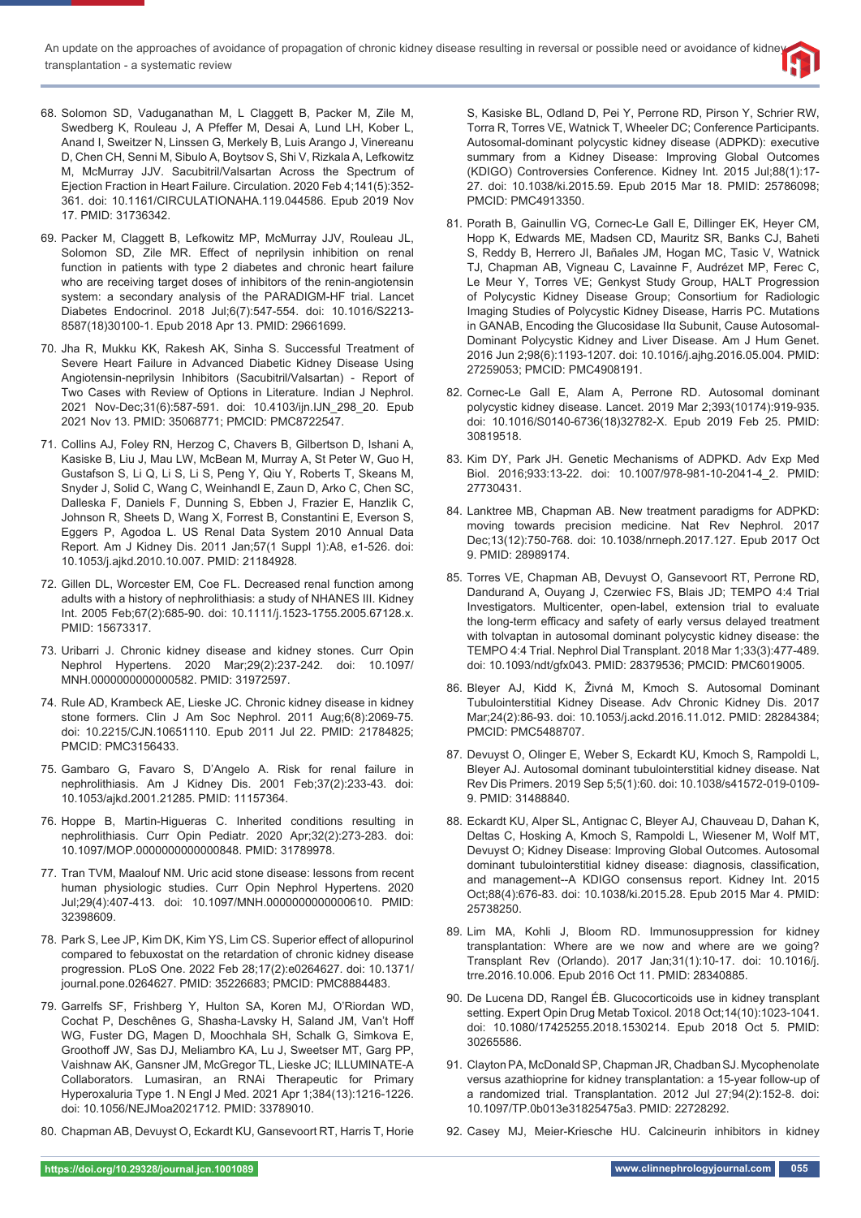68. Solomon SD, Vaduganathan M, L Claggett B, Packer M, Zile M, Swedberg K, Rouleau J, A Pfeffer M, Desai A, Lund LH, Kober L, Anand I, Sweitzer N, Linssen G, Merkely B, Luis Arango J, Vinereanu D, Chen CH, Senni M, Sibulo A, Boytsov S, Shi V, Rizkala A, Lefkowitz M, McMurray JJV. Sacubitril/Valsartan Across the Spectrum of Ejection Fraction in Heart Failure. Circulation. 2020 Feb 4;141(5):352-361. doi: 10.1161/CIRCULATIONAHA.119.044586. Epub 2019 Nov 17. PMID: 31736342.

69. Packer M, Claggett B, Lefkowitz MP, McMurray JJV, Rouleau JL, Solomon SD, Zile MR. Effect of neprilysin inhibition on renal function in patients with type 2 diabetes and chronic heart failure who are receiving target doses of inhibitors of the renin-angiotensin system: a secondary analysis of the PARADIGM-HF trial. Lancet Diabetes Endocrinol. 2018 Jul;6(7):547-554. doi: 10.1016/S2213-8587(18)30100-1. Epub 2018 Apr 13. PMID: 29661699.

70. Jha R, Mukku KK, Rakesh AK, Sinha S. Successful Treatment of Severe Heart Failure in Advanced Diabetic Kidney Disease Using Angiotensin-neprilysin Inhibitors (Sacubitril/Valsartan) - Report of Two Cases with Review of Options in Literature. Indian J Nephrol. 2021 Nov-Dec;31(6):587-591. doi: 10.4103/ijn.IJN_298_20. Epub 2021 Nov 13. PMID: 35068771; PMCID: PMC8722547.

71. Collins AJ, Foley RN, Herzog C, Chavers B, Gilbertson D, Ishani A, Kasiske B, Liu J, Mau LW, McBean M, Murray A, St Peter W, Guo H, Gustafson S, Li Q, Li S, Li S, Peng Y, Qiu Y, Roberts T, Skeans M, Snyder J, Solid C, Wang C, Weinhandl E, Zaun D, Arko C, Chen SC, Dalleska F, Daniels F, Dunning S, Ebben J, Frazier E, Hanzlik C, Johnson R, Sheets D, Wang X, Forrest B, Constantini E, Everson S, Eggers P, Agodoa L. US Renal Data System 2010 Annual Data Report. Am J Kidney Dis. 2011 Jan;57(1 Suppl 1):A8, e1-526. doi: 10.1053/j.ajkd.2010.10.007. PMID: 21184928.

72. Gillen DL, Worcester EM, Coe FL. Decreased renal function among adults with a history of nephrolithiasis: a study of NHANES III. Kidney Int. 2005 Feb;67(2):685-90. doi: 10.1111/j.1523-1755.2005.67128.x. PMID: 15673317.

73. Uribarri J. Chronic kidney disease and kidney stones. Curr Opin Nephrol Hypertens. 2020 Mar;29(2):237-242. doi: 10.1097/MNH.0000000000000582. PMID: 31972597.

74. Rule AD, Krambeck AE, Lieske JC. Chronic kidney disease in kidney stone formers. Clin J Am Soc Nephrol. 2011 Aug;6(8):2069-75. doi: 10.2215/CJN.10651110. Epub 2011 Jul 22. PMID: 21784825; PMCID: PMC3156433.

75. Gambaro G, Favaro S, D'Angelo A. Risk for renal failure in nephrolithiasis. Am J Kidney Dis. 2001 Feb;37(2):233-43. doi: 10.1053/ajkd.2001.21285. PMID: 11157364.

76. Hoppe B, Martin-Higueras C. Inherited conditions resulting in nephrolithiasis. Curr Opin Pediatr. 2020 Apr;32(2):273-283. doi: 10.1097/MOP.0000000000000848. PMID: 31789978.

77. Tran TVM, Maalouf NM. Uric acid stone disease: lessons from recent human physiologic studies. Curr Opin Nephrol Hypertens. 2020 Jul;29(4):407-413. doi: 10.1097/MNH.0000000000000610. PMID: 32398609.

78. Park S, Lee JP, Kim DK, Kim YS, Lim CS. Superior effect of allopurinol compared to febuxostat on the retardation of chronic kidney disease progression. PLoS One. 2022 Feb 28;17(2):e0264627. doi: 10.1371/journal.pone.0264627. PMID: 35226683; PMCID: PMC8884483.

79. Garrelfs SF, Frishberg Y, Hulton SA, Koren MJ, O'Riordan WD, Cochat P, Deschênes G, Shasha-Lavsky H, Saland JM, Van't Hoff WG, Fuster DG, Magen D, Moochhala SH, Schalk G, Simkova E, Groothoff JW, Sas DJ, Meliambro KA, Lu J, Sweetser MT, Garg PP, Vaishnaw AK, Gansner JM, McGregor TL, Lieske JC; ILLUMINATE-A Collaborators. Lumasiran, an RNAi Therapeutic for Primary Hyperoxaluria Type 1. N Engl J Med. 2021 Apr 1;384(13):1216-1226. doi: 10.1056/NEJMoa2021712. PMID: 33789010.

80. Chapman AB, Devuyst O, Eckardt KU, Gansevoort RT, Harris T, Horie S, Kasiske BL, Odland D, Pei Y, Perrone RD, Pirson Y, Schrier RW, Torra R, Torres VE, Watnick T, Wheeler DC; Conference Participants. Autosomal-dominant polycystic kidney disease (ADPKD): executive summary from a Kidney Disease: Improving Global Outcomes (KDIGO) Controversies Conference. Kidney Int. 2015 Jul;88(1):17-27. doi: 10.1038/ki.2015.59. Epub 2015 Mar 18. PMID: 25786098; PMCID: PMC4913350.

81. Porath B, Gainullin VG, Cornec-Le Gall E, Dillinger EK, Heyer CM, Hopp K, Edwards ME, Madsen CD, Mauritz SR, Banks CJ, Baheti S, Reddy B, Herrero JI, Bañales JM, Hogan MC, Tasic V, Watnick TJ, Chapman AB, Vigneau C, Lavainne F, Audrézet MP, Ferec C, Le Meur Y, Torres VE; Genkyst Study Group, HALT Progression of Polycystic Kidney Disease Group; Consortium for Radiologic Imaging Studies of Polycystic Kidney Disease, Harris PC. Mutations in GANAB, Encoding the Glucosidase IIα Subunit, Cause Autosomal-Dominant Polycystic Kidney and Liver Disease. Am J Hum Genet. 2016 Jun 2;98(6):1193-1207. doi: 10.1016/j.ajhg.2016.05.004. PMID: 27259053; PMCID: PMC4908191.

82. Cornec-Le Gall E, Alam A, Perrone RD. Autosomal dominant polycystic kidney disease. Lancet. 2019 Mar 2;393(10174):919-935. doi: 10.1016/S0140-6736(18)32782-X. Epub 2019 Feb 25. PMID: 30819518.

83. Kim DY, Park JH. Genetic Mechanisms of ADPKD. Adv Exp Med Biol. 2016;933:13-22. doi: 10.1007/978-981-10-2041-4_2. PMID: 27730431.

84. Lanktree MB, Chapman AB. New treatment paradigms for ADPKD: moving towards precision medicine. Nat Rev Nephrol. 2017 Dec;13(12):750-768. doi: 10.1038/nrneph.2017.127. Epub 2017 Oct 9. PMID: 28989174.

85. Torres VE, Chapman AB, Devuyst O, Gansevoort RT, Perrone RD, Dandurand A, Ouyang J, Czerwiec FS, Blais JD; TEMPO 4:4 Trial Investigators. Multicenter, open-label, extension trial to evaluate the long-term efficacy and safety of early versus delayed treatment with tolvaptan in autosomal dominant polycystic kidney disease: the TEMPO 4:4 Trial. Nephrol Dial Transplant. 2018 Mar 1;33(3):477-489. doi: 10.1093/ndt/gfx043. PMID: 28379536; PMCID: PMC6019005.

86. Bleyer AJ, Kidd K, Živná M, Kmoch S. Autosomal Dominant Tubulointerstitial Kidney Disease. Adv Chronic Kidney Dis. 2017 Mar;24(2):86-93. doi: 10.1053/j.ackd.2016.11.012. PMID: 28284384; PMCID: PMC5488707.

87. Devuyst O, Olinger E, Weber S, Eckardt KU, Kmoch S, Rampoldi L, Bleyer AJ. Autosomal dominant tubulointerstitial kidney disease. Nat Rev Dis Primers. 2019 Sep 5;5(1):60. doi: 10.1038/s41572-019-0109-9. PMID: 31488840.

88. Eckardt KU, Alper SL, Antignac C, Bleyer AJ, Chauveau D, Dahan K, Deltas C, Hosking A, Kmoch S, Rampoldi L, Wiesener M, Wolf MT, Devuyst O; Kidney Disease: Improving Global Outcomes. Autosomal dominant tubulointerstitial kidney disease: diagnosis, classification, and management--A KDIGO consensus report. Kidney Int. 2015 Oct;88(4):676-83. doi: 10.1038/ki.2015.28. Epub 2015 Mar 4. PMID: 25738250.

89. Lim MA, Kohli J, Bloom RD. Immunosuppression for kidney transplantation: Where are we now and where are we going? Transplant Rev (Orlando). 2017 Jan;31(1):10-17. doi: 10.1016/j.trre.2016.10.006. Epub 2016 Oct 11. PMID: 28340885.

90. De Lucena DD, Rangel ÉB. Glucocorticoids use in kidney transplant setting. Expert Opin Drug Metab Toxicol. 2018 Oct;14(10):1023-1041. doi: 10.1080/17425255.2018.1530214. Epub 2018 Oct 5. PMID: 30265586.

91. Clayton PA, McDonald SP, Chapman JR, Chadban SJ. Mycophenolate versus azathioprine for kidney transplantation: a 15-year follow-up of a randomized trial. Transplantation. 2012 Jul 27;94(2):152-8. doi: 10.1097/TP.0b013e31825475a3. PMID: 22728292.

92. Casey MJ, Meier-Kriesche HU. Calcineurin inhibitors in kidney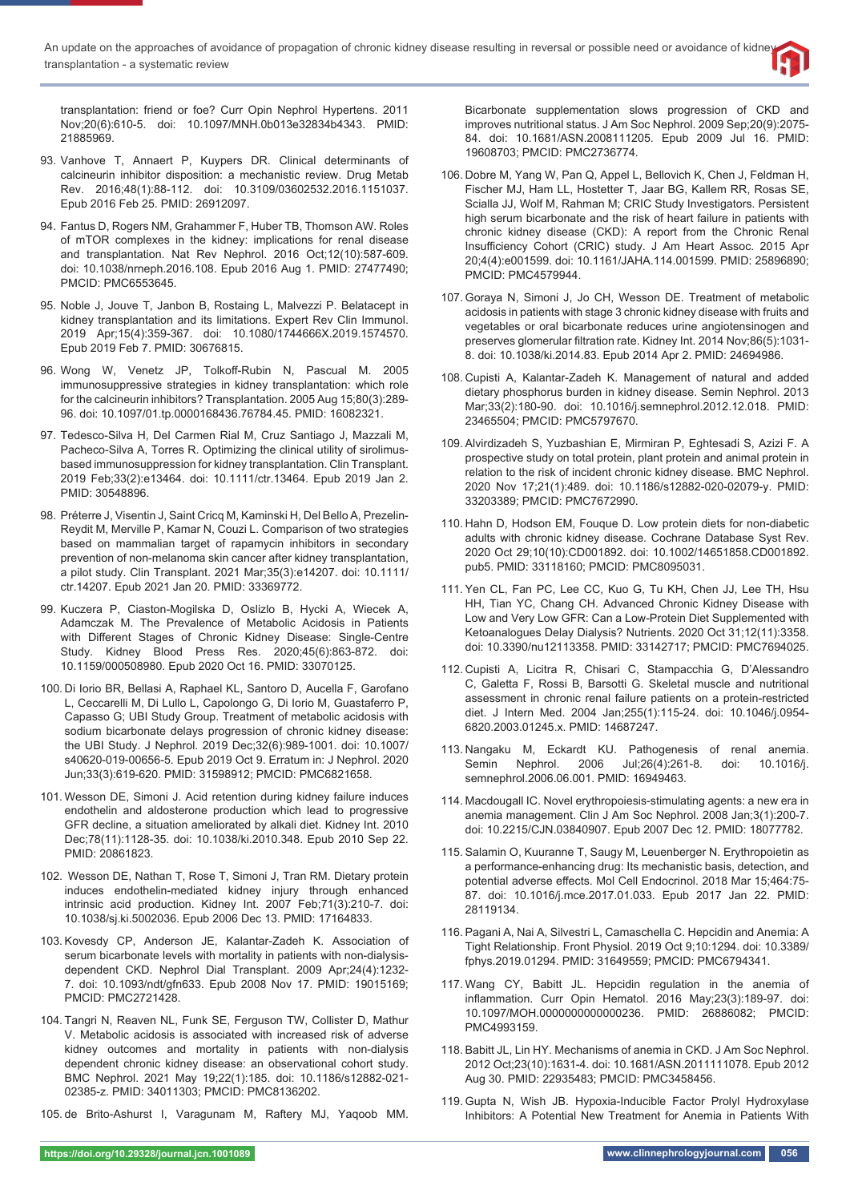transplantation: friend or foe? Curr Opin Nephrol Hypertens. 2011 Nov;20(6):610-5. doi: 10.1097/MNH.0b013e32834b4343. PMID: 21885969.

93. Vanhove T, Annaert P, Kuypers DR. Clinical determinants of calcineurin inhibitor disposition: a mechanistic review. Drug Metab Rev. 2016;48(1):88-112. doi: 10.3109/03602532.2016.1151037. Epub 2016 Feb 25. PMID: 26912097.

94. Fantus D, Rogers NM, Grahammer F, Huber TB, Thomson AW. Roles of mTOR complexes in the kidney: implications for renal disease and transplantation. Nat Rev Nephrol. 2016 Oct;12(10):587-609. doi: 10.1038/nrneph.2016.108. Epub 2016 Aug 1. PMID: 27477490; PMCID: PMC6553645.

95. Noble J, Jouve T, Janbon B, Rostaing L, Malvezzi P. Belatacept in kidney transplantation and its limitations. Expert Rev Clin Immunol. 2019 Apr;15(4):359-367. doi: 10.1080/1744666X.2019.1574570. Epub 2019 Feb 7. PMID: 30676815.

96. Wong W, Venetz JP, Tolkoff-Rubin N, Pascual M. 2005 immunosuppressive strategies in kidney transplantation: which role for the calcineurin inhibitors? Transplantation. 2005 Aug 15;80(3):289-96. doi: 10.1097/01.tp.0000168436.76784.45. PMID: 16082321.

97. Tedesco-Silva H, Del Carmen Rial M, Cruz Santiago J, Mazzali M, Pacheco-Silva A, Torres R. Optimizing the clinical utility of sirolimus-based immunosuppression for kidney transplantation. Clin Transplant. 2019 Feb;33(2):e13464. doi: 10.1111/ctr.13464. Epub 2019 Jan 2. PMID: 30548896.

98. Préterre J, Visentin J, Saint Cricq M, Kaminski H, Del Bello A, Prezelin-Reydit M, Merville P, Kamar N, Couzi L. Comparison of two strategies based on mammalian target of rapamycin inhibitors in secondary prevention of non-melanoma skin cancer after kidney transplantation, a pilot study. Clin Transplant. 2021 Mar;35(3):e14207. doi: 10.1111/ctr.14207. Epub 2021 Jan 20. PMID: 33369772.

99. Kuczera P, Ciaston-Mogilska D, Oslizlo B, Hycki A, Wiecek A, Adamczak M. The Prevalence of Metabolic Acidosis in Patients with Different Stages of Chronic Kidney Disease: Single-Centre Study. Kidney Blood Press Res. 2020;45(6):863-872. doi: 10.1159/000508980. Epub 2020 Oct 16. PMID: 33070125.

100. Di Iorio BR, Bellasi A, Raphael KL, Santoro D, Aucella F, Garofano L, Ceccarelli M, Di Lullo L, Capolongo G, Di Iorio M, Guastaferro P, Capasso G; UBI Study Group. Treatment of metabolic acidosis with sodium bicarbonate delays progression of chronic kidney disease: the UBI Study. J Nephrol. 2019 Dec;32(6):989-1001. doi: 10.1007/s40620-019-00656-5. Epub 2019 Oct 9. Erratum in: J Nephrol. 2020 Jun;33(3):619-620. PMID: 31598912; PMCID: PMC6821658.

101. Wesson DE, Simoni J. Acid retention during kidney failure induces endothelin and aldosterone production which lead to progressive GFR decline, a situation ameliorated by alkali diet. Kidney Int. 2010 Dec;78(11):1128-35. doi: 10.1038/ki.2010.348. Epub 2010 Sep 22. PMID: 20861823.

102. Wesson DE, Nathan T, Rose T, Simoni J, Tran RM. Dietary protein induces endothelin-mediated kidney injury through enhanced intrinsic acid production. Kidney Int. 2007 Feb;71(3):210-7. doi: 10.1038/sj.ki.5002036. Epub 2006 Dec 13. PMID: 17164833.

103. Kovesdy CP, Anderson JE, Kalantar-Zadeh K. Association of serum bicarbonate levels with mortality in patients with non-dialysis-dependent CKD. Nephrol Dial Transplant. 2009 Apr;24(4):1232-7. doi: 10.1093/ndt/gfn633. Epub 2008 Nov 17. PMID: 19015169; PMCID: PMC2721428.

104. Tangri N, Reaven NL, Funk SE, Ferguson TW, Collister D, Mathur V. Metabolic acidosis is associated with increased risk of adverse kidney outcomes and mortality in patients with non-dialysis dependent chronic kidney disease: an observational cohort study. BMC Nephrol. 2021 May 19;22(1):185. doi: 10.1186/s12882-021-02385-z. PMID: 34011303; PMCID: PMC8136202.

105. de Brito-Ashurst I, Varagunam M, Raftery MJ, Yaqoob MM. Bicarbonate supplementation slows progression of CKD and improves nutritional status. J Am Soc Nephrol. 2009 Sep;20(9):2075-84. doi: 10.1681/ASN.2008111205. Epub 2009 Jul 16. PMID: 19608703; PMCID: PMC2736774.

106. Dobre M, Yang W, Pan Q, Appel L, Bellovich K, Chen J, Feldman H, Fischer MJ, Ham LL, Hostetter T, Jaar BG, Kallem RR, Rosas SE, Scialla JJ, Wolf M, Rahman M; CRIC Study Investigators. Persistent high serum bicarbonate and the risk of heart failure in patients with chronic kidney disease (CKD): A report from the Chronic Renal Insufficiency Cohort (CRIC) study. J Am Heart Assoc. 2015 Apr 20;4(4):e001599. doi: 10.1161/JAHA.114.001599. PMID: 25896890; PMCID: PMC4579944.

107. Goraya N, Simoni J, Jo CH, Wesson DE. Treatment of metabolic acidosis in patients with stage 3 chronic kidney disease with fruits and vegetables or oral bicarbonate reduces urine angiotensinogen and preserves glomerular filtration rate. Kidney Int. 2014 Nov;86(5):1031-8. doi: 10.1038/ki.2014.83. Epub 2014 Apr 2. PMID: 24694986.

108. Cupisti A, Kalantar-Zadeh K. Management of natural and added dietary phosphorus burden in kidney disease. Semin Nephrol. 2013 Mar;33(2):180-90. doi: 10.1016/j.semnephrol.2012.12.018. PMID: 23465504; PMCID: PMC5797670.

109. Alvirdizadeh S, Yuzbashian E, Mirmiran P, Eghtesadi S, Azizi F. A prospective study on total protein, plant protein and animal protein in relation to the risk of incident chronic kidney disease. BMC Nephrol. 2020 Nov 17;21(1):489. doi: 10.1186/s12882-020-02079-y. PMID: 33203389; PMCID: PMC7672990.

110. Hahn D, Hodson EM, Fouque D. Low protein diets for non-diabetic adults with chronic kidney disease. Cochrane Database Syst Rev. 2020 Oct 29;10(10):CD001892. doi: 10.1002/14651858.CD001892.pub5. PMID: 33118160; PMCID: PMC8095031.

111. Yen CL, Fan PC, Lee CC, Kuo G, Tu KH, Chen JJ, Lee TH, Hsu HH, Tian YC, Chang CH. Advanced Chronic Kidney Disease with Low and Very Low GFR: Can a Low-Protein Diet Supplemented with Ketoanalogues Delay Dialysis? Nutrients. 2020 Oct 31;12(11):3358. doi: 10.3390/nu12113358. PMID: 33142717; PMCID: PMC7694025.

112. Cupisti A, Licitra R, Chisari C, Stampacchia G, D'Alessandro C, Galetta F, Rossi B, Barsotti G. Skeletal muscle and nutritional assessment in chronic renal failure patients on a protein-restricted diet. J Intern Med. 2004 Jan;255(1):115-24. doi: 10.1046/j.0954-6820.2003.01245.x. PMID: 14687247.

113. Nangaku M, Eckardt KU. Pathogenesis of renal anemia. Semin Nephrol. 2006 Jul;26(4):261-8. doi: 10.1016/j.semnephrol.2006.06.001. PMID: 16949463.

114. Macdougall IC. Novel erythropoiesis-stimulating agents: a new era in anemia management. Clin J Am Soc Nephrol. 2008 Jan;3(1):200-7. doi: 10.2215/CJN.03840907. Epub 2007 Dec 12. PMID: 18077782.

115. Salamin O, Kuuranne T, Saugy M, Leuenberger N. Erythropoietin as a performance-enhancing drug: Its mechanistic basis, detection, and potential adverse effects. Mol Cell Endocrinol. 2018 Mar 15;464:75-87. doi: 10.1016/j.mce.2017.01.033. Epub 2017 Jan 22. PMID: 28119134.

116. Pagani A, Nai A, Silvestri L, Camaschella C. Hepcidin and Anemia: A Tight Relationship. Front Physiol. 2019 Oct 9;10:1294. doi: 10.3389/fphys.2019.01294. PMID: 31649559; PMCID: PMC6794341.

117. Wang CY, Babitt JL. Hepcidin regulation in the anemia of inflammation. Curr Opin Hematol. 2016 May;23(3):189-97. doi: 10.1097/MOH.0000000000000236. PMID: 26886082; PMCID: PMC4993159.

118. Babitt JL, Lin HY. Mechanisms of anemia in CKD. J Am Soc Nephrol. 2012 Oct;23(10):1631-4. doi: 10.1681/ASN.2011111078. Epub 2012 Aug 30. PMID: 22935483; PMCID: PMC3458456.

119. Gupta N, Wish JB. Hypoxia-Inducible Factor Prolyl Hydroxylase Inhibitors: A Potential New Treatment for Anemia in Patients With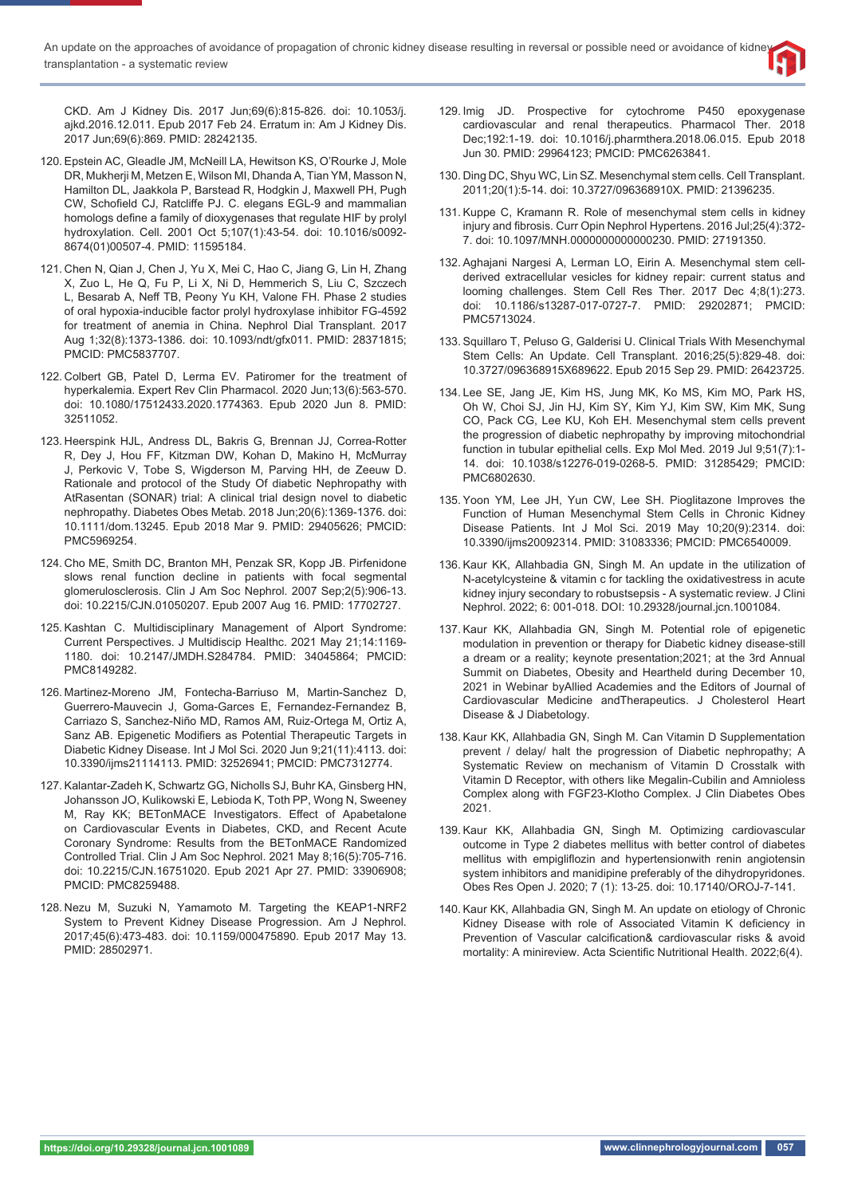CKD. Am J Kidney Dis. 2017 Jun;69(6):815-826. doi: 10.1053/j.ajkd.2016.12.011. Epub 2017 Feb 24. Erratum in: Am J Kidney Dis. 2017 Jun;69(6):869. PMID: 28242135.

120. Epstein AC, Gleadle JM, McNeill LA, Hewitson KS, O'Rourke J, Mole DR, Mukherji M, Metzen E, Wilson MI, Dhanda A, Tian YM, Masson N, Hamilton DL, Jaakkola P, Barstead R, Hodgkin J, Maxwell PH, Pugh CW, Schofield CJ, Ratcliffe PJ. C. elegans EGL-9 and mammalian homologs define a family of dioxygenases that regulate HIF by prolyl hydroxylation. Cell. 2001 Oct 5;107(1):43-54. doi: 10.1016/s0092-8674(01)00507-4. PMID: 11595184.

121. Chen N, Qian J, Chen J, Yu X, Mei C, Hao C, Jiang G, Lin H, Zhang X, Zuo L, He Q, Fu P, Li X, Ni D, Hemmerich S, Liu C, Szczech L, Besarab A, Neff TB, Peony Yu KH, Valone FH. Phase 2 studies of oral hypoxia-inducible factor prolyl hydroxylase inhibitor FG-4592 for treatment of anemia in China. Nephrol Dial Transplant. 2017 Aug 1;32(8):1373-1386. doi: 10.1093/ndt/gfx011. PMID: 28371815; PMCID: PMC5837707.

122. Colbert GB, Patel D, Lerma EV. Patiromer for the treatment of hyperkalemia. Expert Rev Clin Pharmacol. 2020 Jun;13(6):563-570. doi: 10.1080/17512433.2020.1774363. Epub 2020 Jun 8. PMID: 32511052.

123. Heerspink HJL, Andress DL, Bakris G, Brennan JJ, Correa-Rotter R, Dey J, Hou FF, Kitzman DW, Kohan D, Makino H, McMurray J, Perkovic V, Tobe S, Wigderson M, Parving HH, de Zeeuw D. Rationale and protocol of the Study Of diabetic Nephropathy with AtRasentan (SONAR) trial: A clinical trial design novel to diabetic nephropathy. Diabetes Obes Metab. 2018 Jun;20(6):1369-1376. doi: 10.1111/dom.13245. Epub 2018 Mar 9. PMID: 29405626; PMCID: PMC5969254.

124. Cho ME, Smith DC, Branton MH, Penzak SR, Kopp JB. Pirfenidone slows renal function decline in patients with focal segmental glomerulosclerosis. Clin J Am Soc Nephrol. 2007 Sep;2(5):906-13. doi: 10.2215/CJN.01050207. Epub 2007 Aug 16. PMID: 17702727.

125. Kashtan C. Multidisciplinary Management of Alport Syndrome: Current Perspectives. J Multidiscip Healthc. 2021 May 21;14:1169-1180. doi: 10.2147/JMDH.S284784. PMID: 34045864; PMCID: PMC8149282.

126. Martinez-Moreno JM, Fontecha-Barriuso M, Martin-Sanchez D, Guerrero-Mauvecin J, Goma-Garces E, Fernandez-Fernandez B, Carriazo S, Sanchez-Niño MD, Ramos AM, Ruiz-Ortega M, Ortiz A, Sanz AB. Epigenetic Modifiers as Potential Therapeutic Targets in Diabetic Kidney Disease. Int J Mol Sci. 2020 Jun 9;21(11):4113. doi: 10.3390/ijms21114113. PMID: 32526941; PMCID: PMC7312774.

127. Kalantar-Zadeh K, Schwartz GG, Nicholls SJ, Buhr KA, Ginsberg HN, Johansson JO, Kulikowski E, Lebioda K, Toth PP, Wong N, Sweeney M, Ray KK; BETonMACE Investigators. Effect of Apabetalone on Cardiovascular Events in Diabetes, CKD, and Recent Acute Coronary Syndrome: Results from the BETonMACE Randomized Controlled Trial. Clin J Am Soc Nephrol. 2021 May 8;16(5):705-716. doi: 10.2215/CJN.16751020. Epub 2021 Apr 27. PMID: 33906908; PMCID: PMC8259488.

128. Nezu M, Suzuki N, Yamamoto M. Targeting the KEAP1-NRF2 System to Prevent Kidney Disease Progression. Am J Nephrol. 2017;45(6):473-483. doi: 10.1159/000475890. Epub 2017 May 13. PMID: 28502971.

129. Imig JD. Prospective for cytochrome P450 epoxygenase cardiovascular and renal therapeutics. Pharmacol Ther. 2018 Dec;192:1-19. doi: 10.1016/j.pharmthera.2018.06.015. Epub 2018 Jun 30. PMID: 29964123; PMCID: PMC6263841.

130. Ding DC, Shyu WC, Lin SZ. Mesenchymal stem cells. Cell Transplant. 2011;20(1):5-14. doi: 10.3727/096368910X. PMID: 21396235.

131. Kuppe C, Kramann R. Role of mesenchymal stem cells in kidney injury and fibrosis. Curr Opin Nephrol Hypertens. 2016 Jul;25(4):372-7. doi: 10.1097/MNH.0000000000000230. PMID: 27191350.

132. Aghajani Nargesi A, Lerman LO, Eirin A. Mesenchymal stem cell-derived extracellular vesicles for kidney repair: current status and looming challenges. Stem Cell Res Ther. 2017 Dec 4;8(1):273. doi: 10.1186/s13287-017-0727-7. PMID: 29202871; PMCID: PMC5713024.

133. Squillaro T, Peluso G, Galderisi U. Clinical Trials With Mesenchymal Stem Cells: An Update. Cell Transplant. 2016;25(5):829-48. doi: 10.3727/096368915X689622. Epub 2015 Sep 29. PMID: 26423725.

134. Lee SE, Jang JE, Kim HS, Jung MK, Ko MS, Kim MO, Park HS, Oh W, Choi SJ, Jin HJ, Kim SY, Kim YJ, Kim SW, Kim MK, Sung CO, Pack CG, Lee KU, Koh EH. Mesenchymal stem cells prevent the progression of diabetic nephropathy by improving mitochondrial function in tubular epithelial cells. Exp Mol Med. 2019 Jul 9;51(7):1-14. doi: 10.1038/s12276-019-0268-5. PMID: 31285429; PMCID: PMC6802630.

135. Yoon YM, Lee JH, Yun CW, Lee SH. Pioglitazone Improves the Function of Human Mesenchymal Stem Cells in Chronic Kidney Disease Patients. Int J Mol Sci. 2019 May 10;20(9):2314. doi: 10.3390/ijms20092314. PMID: 31083336; PMCID: PMC6540009.

136. Kaur KK, Allahbadia GN, Singh M. An update in the utilization of N-acetylcysteine & vitamin c for tackling the oxidativestress in acute kidney injury secondary to robustsepsis - A systematic review. J Clini Nephrol. 2022; 6: 001-018. DOI: 10.29328/journal.jcn.1001084.

137. Kaur KK, Allahbadia GN, Singh M. Potential role of epigenetic modulation in prevention or therapy for Diabetic kidney disease-still a dream or a reality; keynote presentation;2021; at the 3rd Annual Summit on Diabetes, Obesity and Heartheld during December 10, 2021 in Webinar byAllied Academies and the Editors of Journal of Cardiovascular Medicine andTherapeutics. J Cholesterol Heart Disease & J Diabetology.

138. Kaur KK, Allahbadia GN, Singh M. Can Vitamin D Supplementation prevent / delay/ halt the progression of Diabetic nephropathy; A Systematic Review on mechanism of Vitamin D Crosstalk with Vitamin D Receptor, with others like Megalin-Cubilin and Amnioless Complex along with FGF23-Klotho Complex. J Clin Diabetes Obes 2021.

139. Kaur KK, Allahbadia GN, Singh M. Optimizing cardiovascular outcome in Type 2 diabetes mellitus with better control of diabetes mellitus with empigliflozin and hypertensionwith renin angiotensin system inhibitors and manidipine preferably of the dihydropyridones. Obes Res Open J. 2020; 7 (1): 13-25. doi: 10.17140/OROJ-7-141.

140. Kaur KK, Allahbadia GN, Singh M. An update on etiology of Chronic Kidney Disease with role of Associated Vitamin K deficiency in Prevention of Vascular calcification& cardiovascular risks & avoid mortality: A minireview. Acta Scientific Nutritional Health. 2022;6(4).